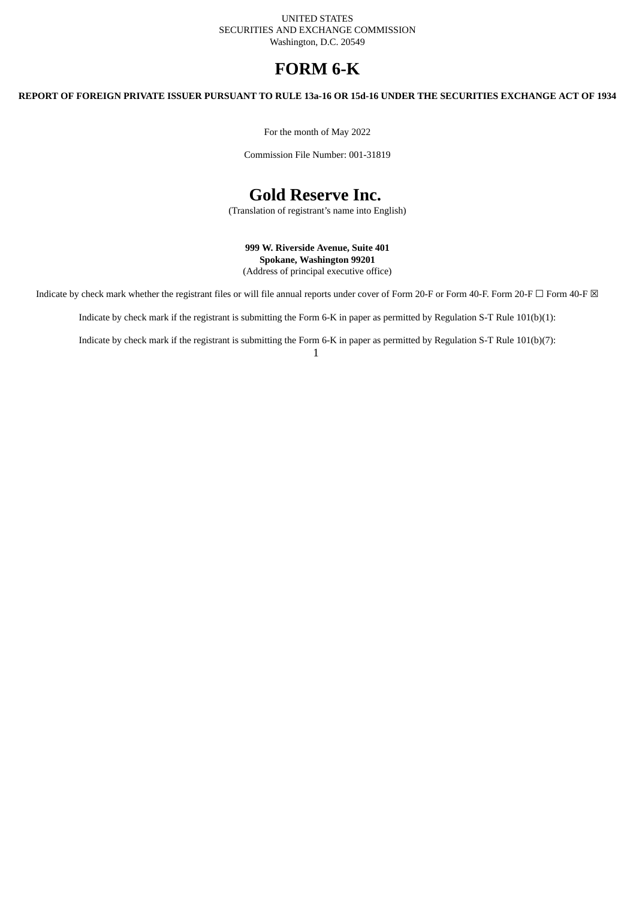UNITED STATES
SECURITIES AND EXCHANGE COMMISSION
Washington, D.C. 20549

# FORM 6-K

**REPORT OF FOREIGN PRIVATE ISSUER PURSUANT TO RULE 13a-16 OR 15d-16 UNDER THE SECURITIES EXCHANGE ACT OF 1934**

For the month of May 2022

Commission File Number: 001-31819

# Gold Reserve Inc.

(Translation of registrant's name into English)

**999 W. Riverside Avenue, Suite 401**
**Spokane, Washington 99201**
(Address of principal executive office)

Indicate by check mark whether the registrant files or will file annual reports under cover of Form 20-F or Form 40-F. Form 20-F ☐ Form 40-F ☒

Indicate by check mark if the registrant is submitting the Form 6-K in paper as permitted by Regulation S-T Rule 101(b)(1):

Indicate by check mark if the registrant is submitting the Form 6-K in paper as permitted by Regulation S-T Rule 101(b)(7):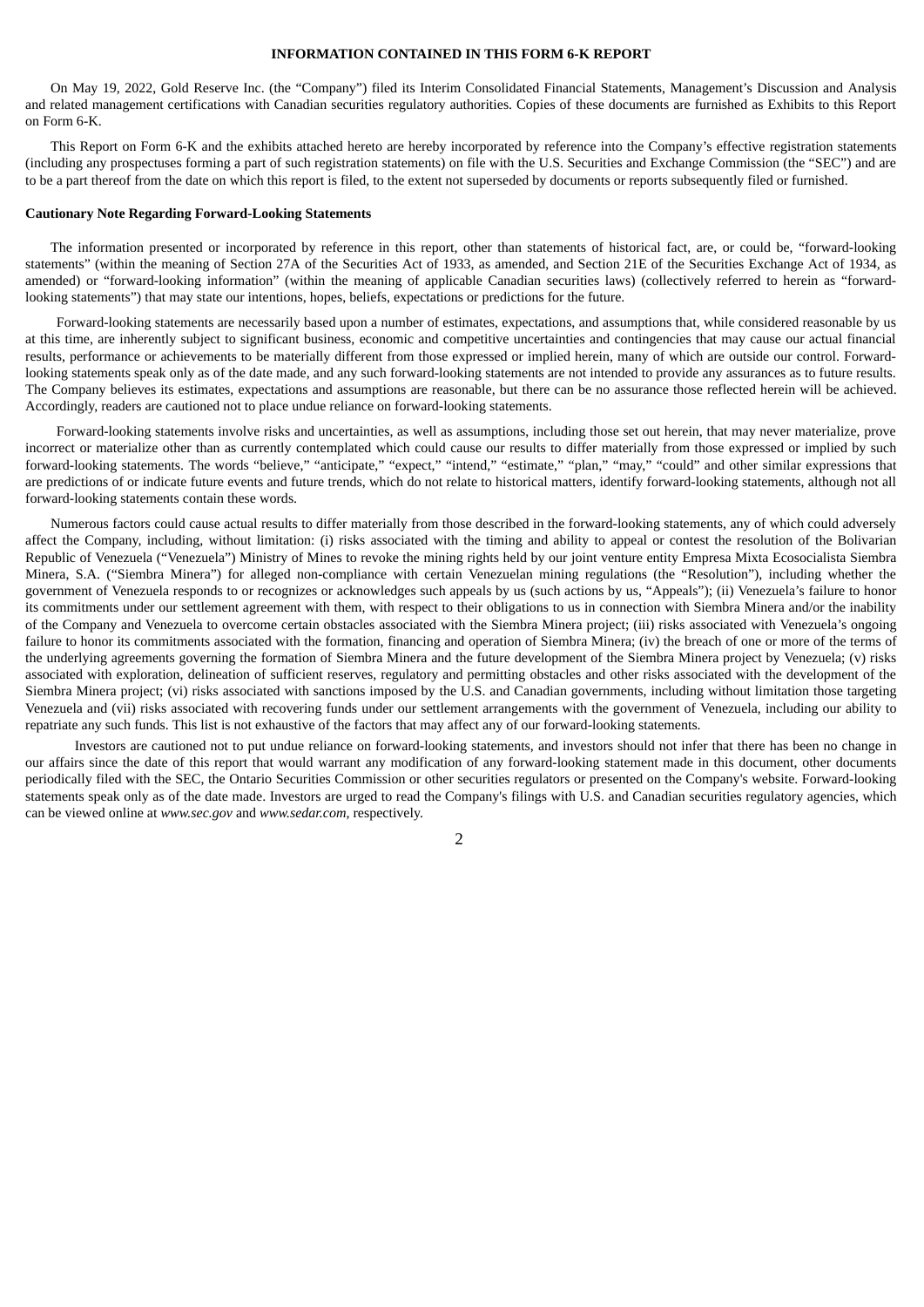**INFORMATION CONTAINED IN THIS FORM 6-K REPORT**

On May 19, 2022, Gold Reserve Inc. (the "Company") filed its Interim Consolidated Financial Statements, Management's Discussion and Analysis and related management certifications with Canadian securities regulatory authorities. Copies of these documents are furnished as Exhibits to this Report on Form 6-K.

This Report on Form 6-K and the exhibits attached hereto are hereby incorporated by reference into the Company's effective registration statements (including any prospectuses forming a part of such registration statements) on file with the U.S. Securities and Exchange Commission (the "SEC") and are to be a part thereof from the date on which this report is filed, to the extent not superseded by documents or reports subsequently filed or furnished.

**Cautionary Note Regarding Forward-Looking Statements**

The information presented or incorporated by reference in this report, other than statements of historical fact, are, or could be, "forward-looking statements" (within the meaning of Section 27A of the Securities Act of 1933, as amended, and Section 21E of the Securities Exchange Act of 1934, as amended) or "forward-looking information" (within the meaning of applicable Canadian securities laws) (collectively referred to herein as "forward-looking statements") that may state our intentions, hopes, beliefs, expectations or predictions for the future.

Forward-looking statements are necessarily based upon a number of estimates, expectations, and assumptions that, while considered reasonable by us at this time, are inherently subject to significant business, economic and competitive uncertainties and contingencies that may cause our actual financial results, performance or achievements to be materially different from those expressed or implied herein, many of which are outside our control. Forward-looking statements speak only as of the date made, and any such forward-looking statements are not intended to provide any assurances as to future results. The Company believes its estimates, expectations and assumptions are reasonable, but there can be no assurance those reflected herein will be achieved. Accordingly, readers are cautioned not to place undue reliance on forward-looking statements.

Forward-looking statements involve risks and uncertainties, as well as assumptions, including those set out herein, that may never materialize, prove incorrect or materialize other than as currently contemplated which could cause our results to differ materially from those expressed or implied by such forward-looking statements. The words "believe," "anticipate," "expect," "intend," "estimate," "plan," "may," "could" and other similar expressions that are predictions of or indicate future events and future trends, which do not relate to historical matters, identify forward-looking statements, although not all forward-looking statements contain these words.

Numerous factors could cause actual results to differ materially from those described in the forward-looking statements, any of which could adversely affect the Company, including, without limitation: (i) risks associated with the timing and ability to appeal or contest the resolution of the Bolivarian Republic of Venezuela ("Venezuela") Ministry of Mines to revoke the mining rights held by our joint venture entity Empresa Mixta Ecosocialista Siembra Minera, S.A. ("Siembra Minera") for alleged non-compliance with certain Venezuelan mining regulations (the "Resolution"), including whether the government of Venezuela responds to or recognizes or acknowledges such appeals by us (such actions by us, "Appeals"); (ii) Venezuela's failure to honor its commitments under our settlement agreement with them, with respect to their obligations to us in connection with Siembra Minera and/or the inability of the Company and Venezuela to overcome certain obstacles associated with the Siembra Minera project; (iii) risks associated with Venezuela's ongoing failure to honor its commitments associated with the formation, financing and operation of Siembra Minera; (iv) the breach of one or more of the terms of the underlying agreements governing the formation of Siembra Minera and the future development of the Siembra Minera project by Venezuela; (v) risks associated with exploration, delineation of sufficient reserves, regulatory and permitting obstacles and other risks associated with the development of the Siembra Minera project; (vi) risks associated with sanctions imposed by the U.S. and Canadian governments, including without limitation those targeting Venezuela and (vii) risks associated with recovering funds under our settlement arrangements with the government of Venezuela, including our ability to repatriate any such funds. This list is not exhaustive of the factors that may affect any of our forward-looking statements.

Investors are cautioned not to put undue reliance on forward-looking statements, and investors should not infer that there has been no change in our affairs since the date of this report that would warrant any modification of any forward-looking statement made in this document, other documents periodically filed with the SEC, the Ontario Securities Commission or other securities regulators or presented on the Company's website. Forward-looking statements speak only as of the date made. Investors are urged to read the Company's filings with U.S. and Canadian securities regulatory agencies, which can be viewed online at *www.sec.gov* and *www.sedar.com*, respectively.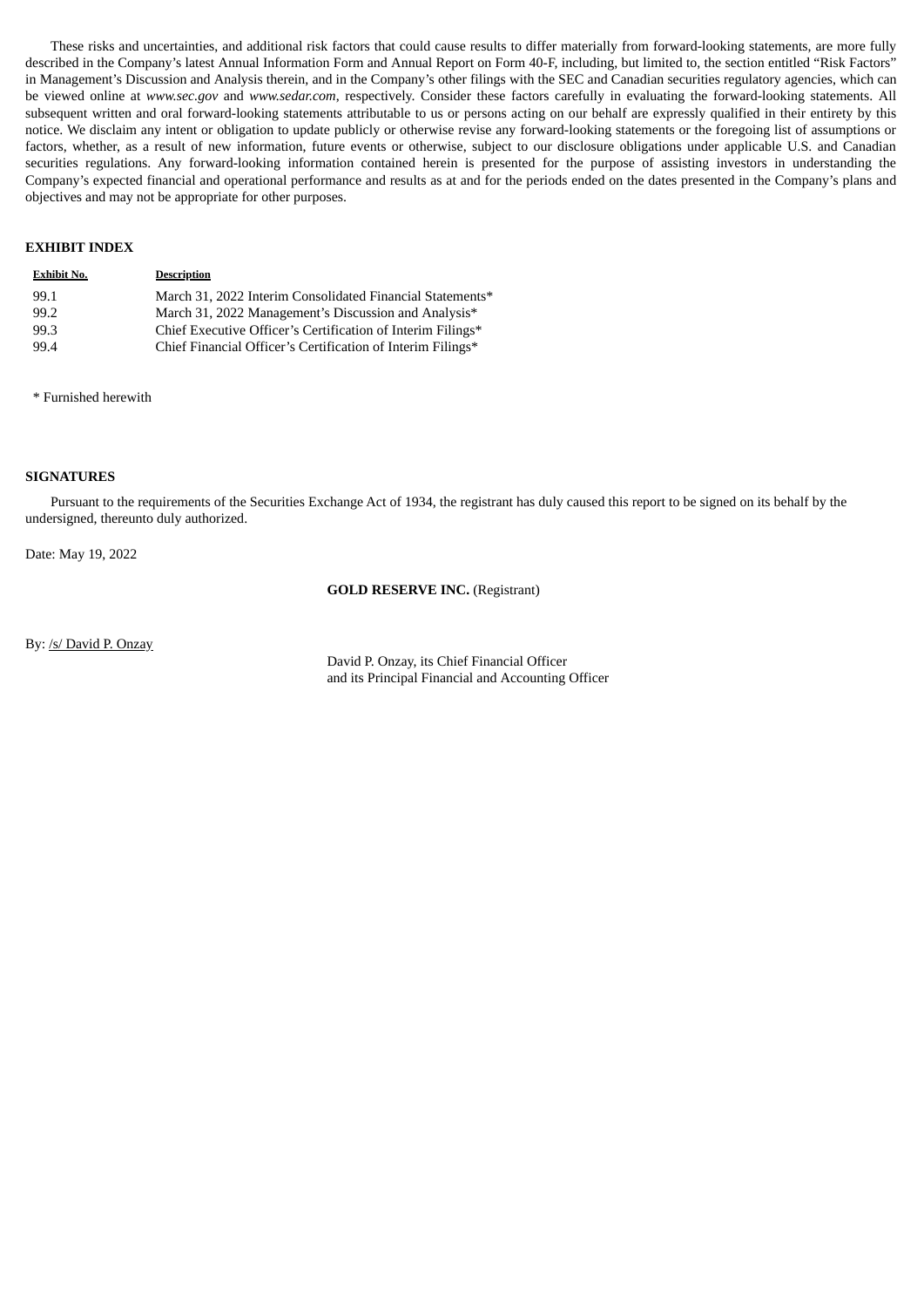These risks and uncertainties, and additional risk factors that could cause results to differ materially from forward-looking statements, are more fully described in the Company's latest Annual Information Form and Annual Report on Form 40-F, including, but limited to, the section entitled "Risk Factors" in Management's Discussion and Analysis therein, and in the Company's other filings with the SEC and Canadian securities regulatory agencies, which can be viewed online at *www.sec.gov* and *www.sedar.com*, respectively. Consider these factors carefully in evaluating the forward-looking statements. All subsequent written and oral forward-looking statements attributable to us or persons acting on our behalf are expressly qualified in their entirety by this notice. We disclaim any intent or obligation to update publicly or otherwise revise any forward-looking statements or the foregoing list of assumptions or factors, whether, as a result of new information, future events or otherwise, subject to our disclosure obligations under applicable U.S. and Canadian securities regulations. Any forward-looking information contained herein is presented for the purpose of assisting investors in understanding the Company's expected financial and operational performance and results as at and for the periods ended on the dates presented in the Company's plans and objectives and may not be appropriate for other purposes.

**EXHIBIT INDEX**

| Exhibit No. | Description |
|---|---|
| 99.1 | March 31, 2022 Interim Consolidated Financial Statements* |
| 99.2 | March 31, 2022 Management's Discussion and Analysis* |
| 99.3 | Chief Executive Officer's Certification of Interim Filings* |
| 99.4 | Chief Financial Officer's Certification of Interim Filings* |

* Furnished herewith

**SIGNATURES**

Pursuant to the requirements of the Securities Exchange Act of 1934, the registrant has duly caused this report to be signed on its behalf by the undersigned, thereunto duly authorized.

Date: May 19, 2022

**GOLD RESERVE INC.** (Registrant)

By: /s/ David P. Onzay

David P. Onzay, its Chief Financial Officer
and its Principal Financial and Accounting Officer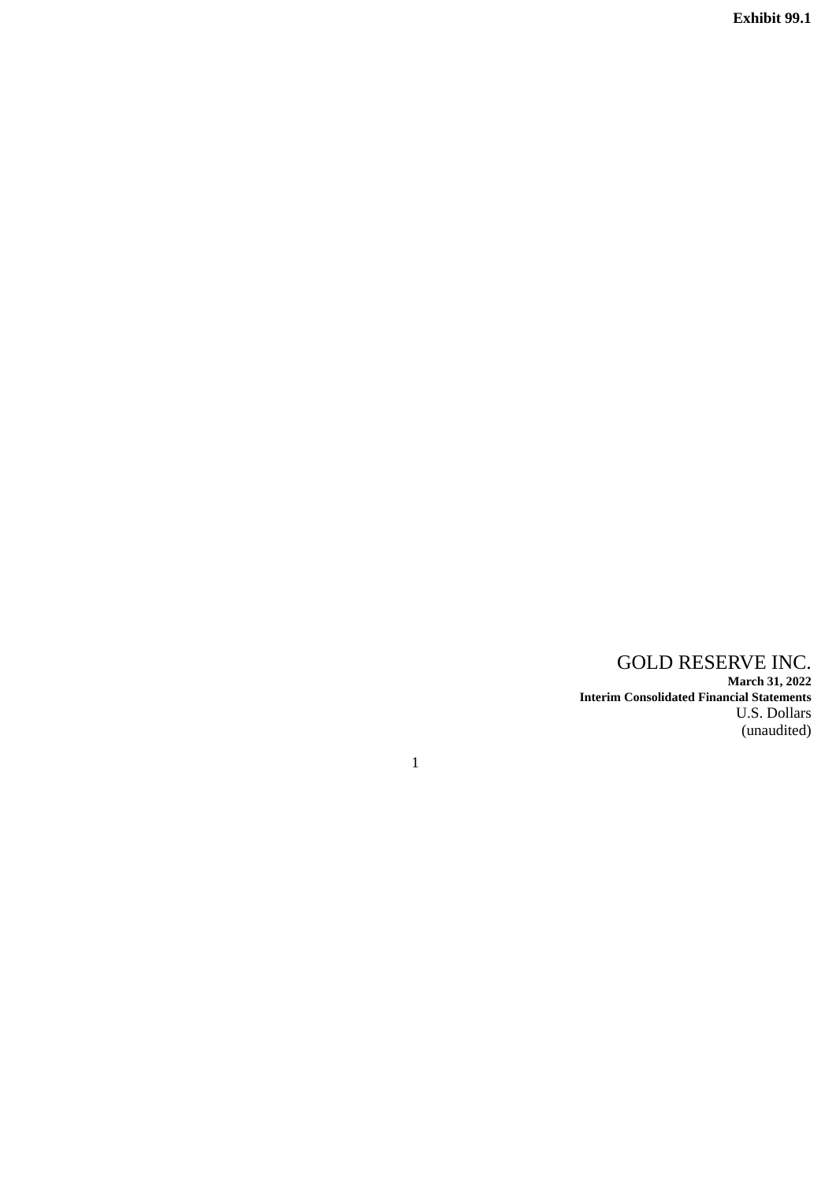**Exhibit 99.1**

GOLD RESERVE INC.

**March 31, 2022**

**Interim Consolidated Financial Statements**

U.S. Dollars

(unaudited)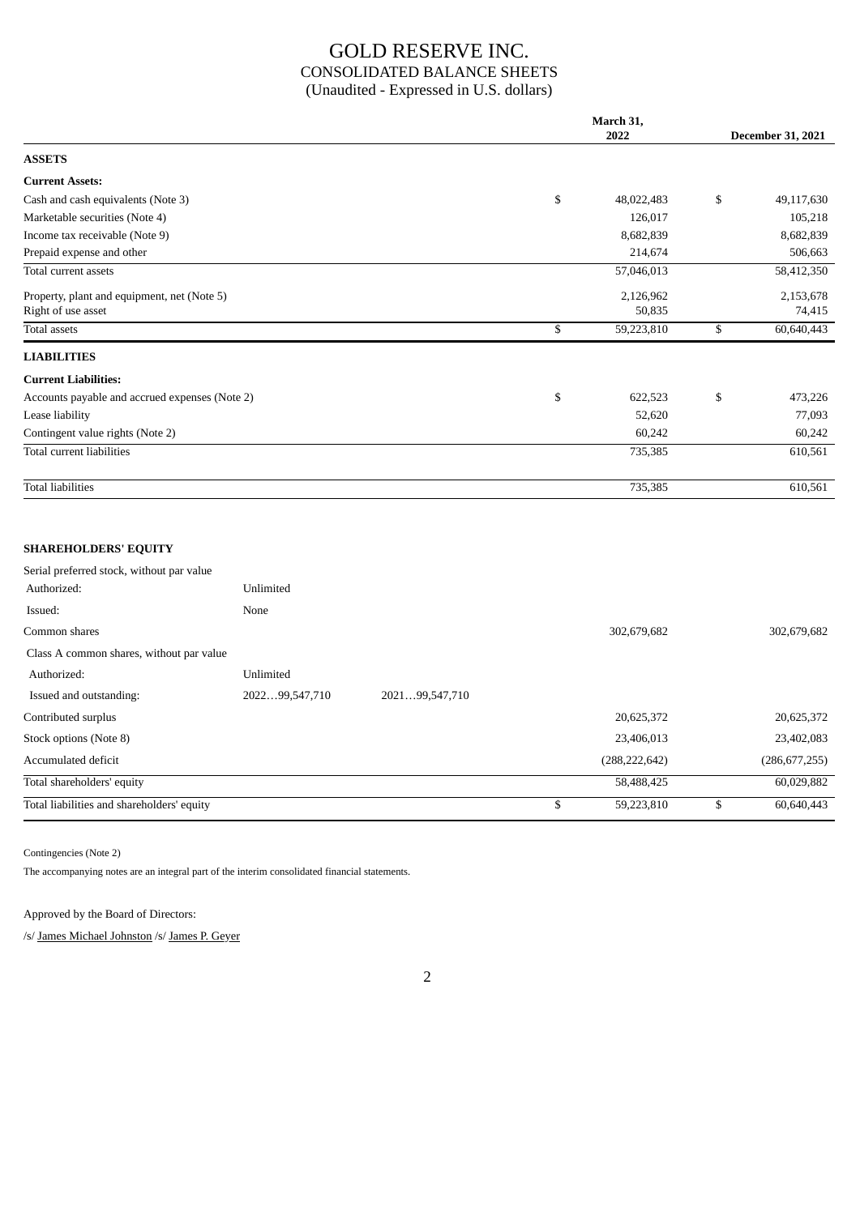# GOLD RESERVE INC.

## CONSOLIDATED BALANCE SHEETS

(Unaudited - Expressed in U.S. dollars)

| | | | March 31, 2022 | December 31, 2021 |
|---|---|---|---|---|
| **ASSETS** | | | | |
| **Current Assets:** | | | | |
| Cash and cash equivalents (Note 3) | | | $ 48,022,483 | $ 49,117,630 |
| Marketable securities (Note 4) | | | 126,017 | 105,218 |
| Income tax receivable (Note 9) | | | 8,682,839 | 8,682,839 |
| Prepaid expense and other | | | 214,674 | 506,663 |
| Total current assets | | | 57,046,013 | 58,412,350 |
| Property, plant and equipment, net (Note 5) | | | 2,126,962 | 2,153,678 |
| Right of use asset | | | 50,835 | 74,415 |
| Total assets | | | $ 59,223,810 | $ 60,640,443 |
| **LIABILITIES** | | | | |
| **Current Liabilities:** | | | | |
| Accounts payable and accrued expenses (Note 2) | | | $ 622,523 | $ 473,226 |
| Lease liability | | | 52,620 | 77,093 |
| Contingent value rights (Note 2) | | | 60,242 | 60,242 |
| Total current liabilities | | | 735,385 | 610,561 |
| Total liabilities | | | 735,385 | 610,561 |
| **SHAREHOLDERS' EQUITY** | | | | |
| Serial preferred stock, without par value | | | | |
| Authorized: | Unlimited | | | |
| Issued: | None | | | |
| Common shares | | | 302,679,682 | 302,679,682 |
| Class A common shares, without par value | | | | |
| Authorized: | Unlimited | | | |
| Issued and outstanding: | 2022…99,547,710 | 2021…99,547,710 | | |
| Contributed surplus | | | 20,625,372 | 20,625,372 |
| Stock options (Note 8) | | | 23,406,013 | 23,402,083 |
| Accumulated deficit | | | (288,222,642) | (286,677,255) |
| Total shareholders' equity | | | 58,488,425 | 60,029,882 |
| Total liabilities and shareholders' equity | | | $ 59,223,810 | $ 60,640,443 |

Contingencies (Note 2)

The accompanying notes are an integral part of the interim consolidated financial statements.

Approved by the Board of Directors:

/s/ James Michael Johnston /s/ James P. Geyer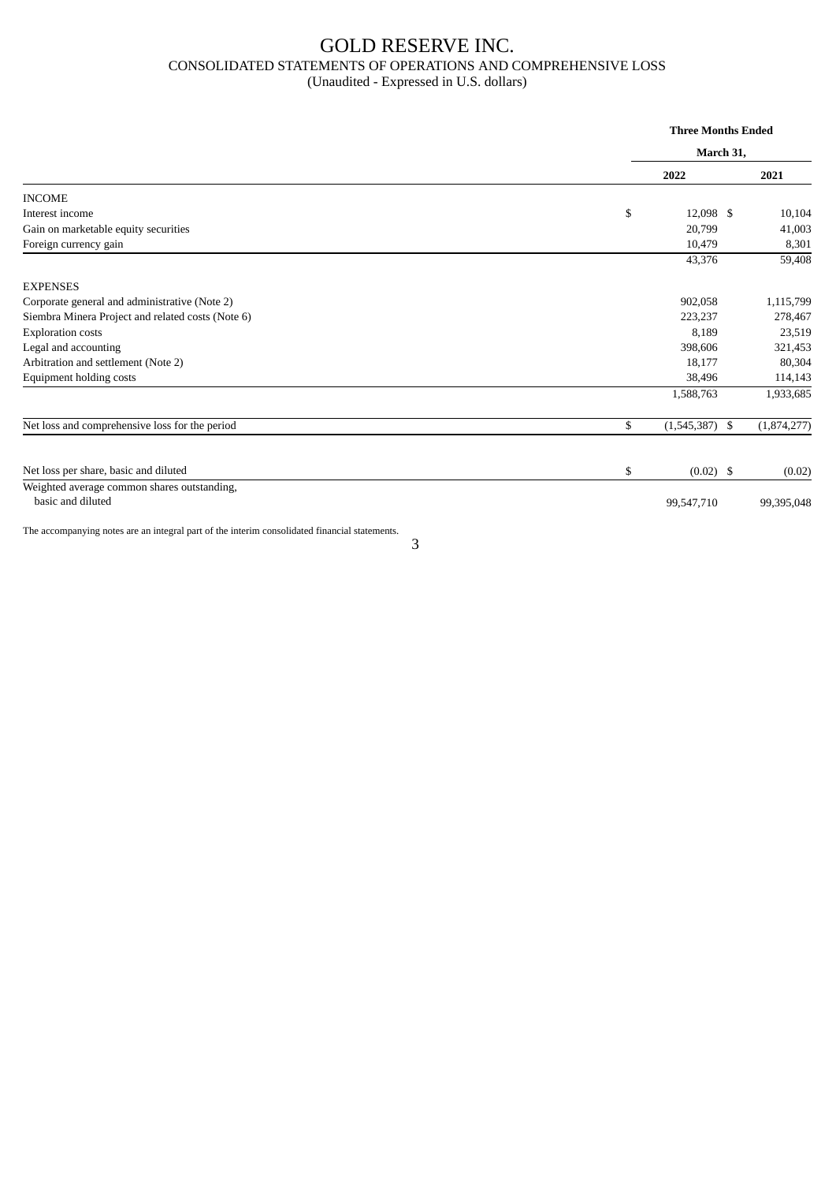# GOLD RESERVE INC.

## CONSOLIDATED STATEMENTS OF OPERATIONS AND COMPREHENSIVE LOSS

(Unaudited - Expressed in U.S. dollars)

| | Three Months Ended March 31, | |
|---|---|---|
| | **2022** | **2021** |
| INCOME | | |
| Interest income | $ 12,098 | $ 10,104 |
| Gain on marketable equity securities | 20,799 | 41,003 |
| Foreign currency gain | 10,479 | 8,301 |
| | 43,376 | 59,408 |
| EXPENSES | | |
| Corporate general and administrative (Note 2) | 902,058 | 1,115,799 |
| Siembra Minera Project and related costs (Note 6) | 223,237 | 278,467 |
| Exploration costs | 8,189 | 23,519 |
| Legal and accounting | 398,606 | 321,453 |
| Arbitration and settlement (Note 2) | 18,177 | 80,304 |
| Equipment holding costs | 38,496 | 114,143 |
| | 1,588,763 | 1,933,685 |
| Net loss and comprehensive loss for the period | $ (1,545,387) | $ (1,874,277) |
| Net loss per share, basic and diluted | $ (0.02) | $ (0.02) |
| Weighted average common shares outstanding, basic and diluted | 99,547,710 | 99,395,048 |

The accompanying notes are an integral part of the interim consolidated financial statements.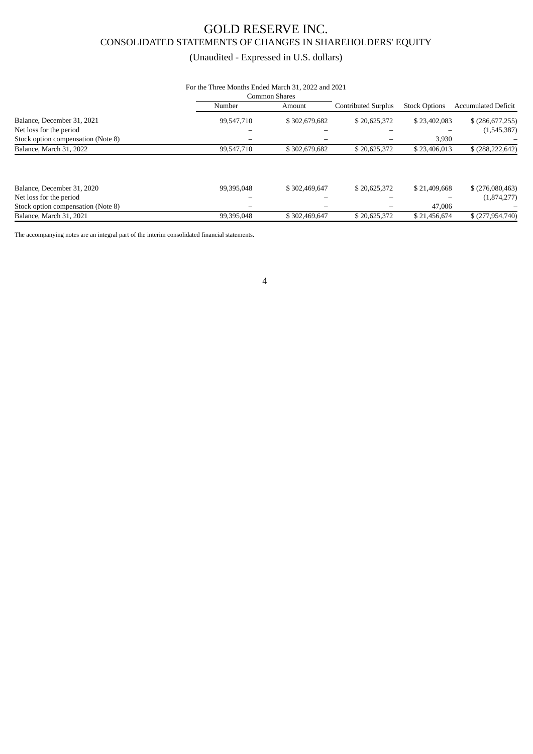# GOLD RESERVE INC.

## CONSOLIDATED STATEMENTS OF CHANGES IN SHAREHOLDERS' EQUITY

### (Unaudited - Expressed in U.S. dollars)

For the Three Months Ended March 31, 2022 and 2021

| | Common Shares | | | | |
|---|---|---|---|---|---|
| | Number | Amount | Contributed Surplus | Stock Options | Accumulated Deficit |
| Balance, December 31, 2021 | 99,547,710 | $ 302,679,682 | $ 20,625,372 | $ 23,402,083 | $ (286,677,255) |
| Net loss for the period | – | – | – | – | (1,545,387) |
| Stock option compensation (Note 8) | – | – | – | 3,930 | – |
| Balance, March 31, 2022 | 99,547,710 | $ 302,679,682 | $ 20,625,372 | $ 23,406,013 | $ (288,222,642) |
| | | | | | |
| Balance, December 31, 2020 | 99,395,048 | $ 302,469,647 | $ 20,625,372 | $ 21,409,668 | $ (276,080,463) |
| Net loss for the period | – | – | – | – | (1,874,277) |
| Stock option compensation (Note 8) | – | – | – | 47,006 | – |
| Balance, March 31, 2021 | 99,395,048 | $ 302,469,647 | $ 20,625,372 | $ 21,456,674 | $ (277,954,740) |

The accompanying notes are an integral part of the interim consolidated financial statements.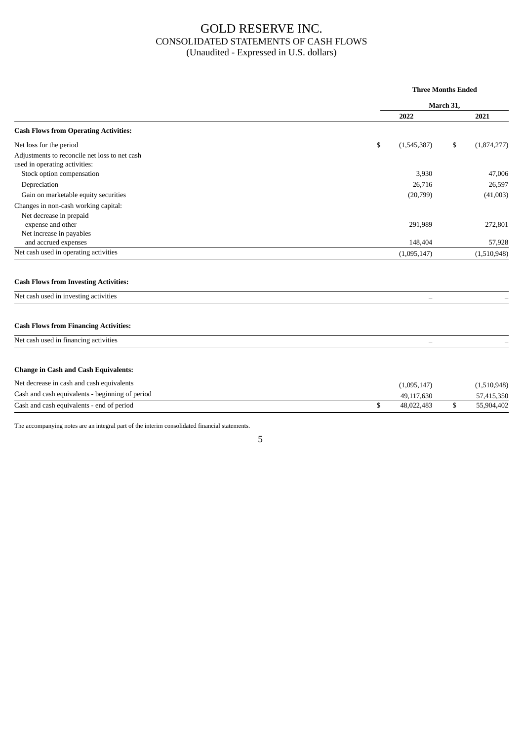# GOLD RESERVE INC.
## CONSOLIDATED STATEMENTS OF CASH FLOWS
### (Unaudited - Expressed in U.S. dollars)

| | Three Months Ended | |
|---|---|---|
| | March 31, | |
| | 2022 | 2021 |
| **Cash Flows from Operating Activities:** | | |
| Net loss for the period | $ (1,545,387) | $ (1,874,277) |
| Adjustments to reconcile net loss to net cash used in operating activities: | | |
| Stock option compensation | 3,930 | 47,006 |
| Depreciation | 26,716 | 26,597 |
| Gain on marketable equity securities | (20,799) | (41,003) |
| Changes in non-cash working capital: | | |
| Net decrease in prepaid expense and other | 291,989 | 272,801 |
| Net increase in payables and accrued expenses | 148,404 | 57,928 |
| Net cash used in operating activities | (1,095,147) | (1,510,948) |
| | | |
| **Cash Flows from Investing Activities:** | | |
| Net cash used in investing activities | – | – |
| | | |
| **Cash Flows from Financing Activities:** | | |
| Net cash used in financing activities | – | – |
| | | |
| **Change in Cash and Cash Equivalents:** | | |
| Net decrease in cash and cash equivalents | (1,095,147) | (1,510,948) |
| Cash and cash equivalents - beginning of period | 49,117,630 | 57,415,350 |
| Cash and cash equivalents - end of period | $ 48,022,483 | $ 55,904,402 |

The accompanying notes are an integral part of the interim consolidated financial statements.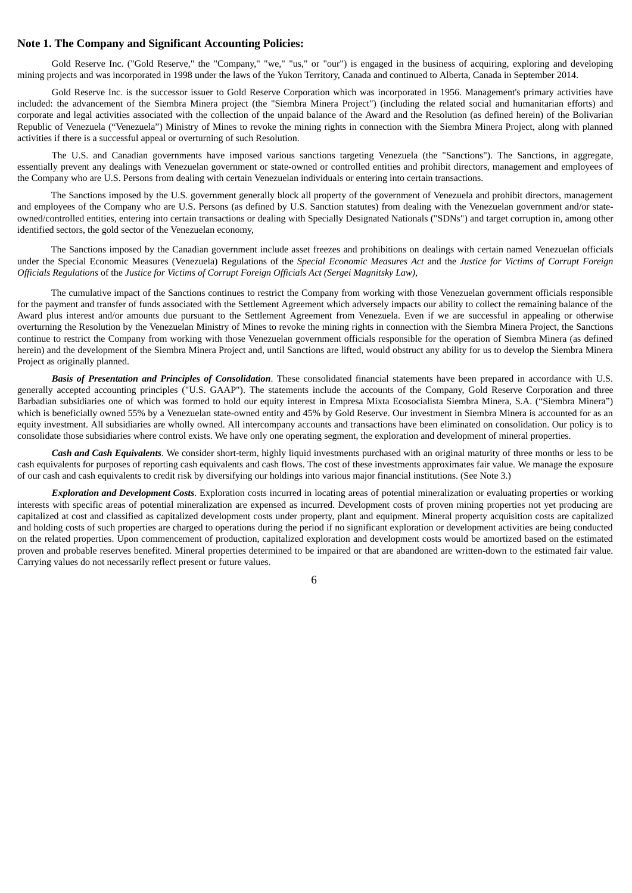## Note 1. The Company and Significant Accounting Policies:

Gold Reserve Inc. ("Gold Reserve," the "Company," "we," "us," or "our") is engaged in the business of acquiring, exploring and developing mining projects and was incorporated in 1998 under the laws of the Yukon Territory, Canada and continued to Alberta, Canada in September 2014.

Gold Reserve Inc. is the successor issuer to Gold Reserve Corporation which was incorporated in 1956. Management's primary activities have included: the advancement of the Siembra Minera project (the "Siembra Minera Project") (including the related social and humanitarian efforts) and corporate and legal activities associated with the collection of the unpaid balance of the Award and the Resolution (as defined herein) of the Bolivarian Republic of Venezuela ("Venezuela") Ministry of Mines to revoke the mining rights in connection with the Siembra Minera Project, along with planned activities if there is a successful appeal or overturning of such Resolution.

The U.S. and Canadian governments have imposed various sanctions targeting Venezuela (the "Sanctions"). The Sanctions, in aggregate, essentially prevent any dealings with Venezuelan government or state-owned or controlled entities and prohibit directors, management and employees of the Company who are U.S. Persons from dealing with certain Venezuelan individuals or entering into certain transactions.

The Sanctions imposed by the U.S. government generally block all property of the government of Venezuela and prohibit directors, management and employees of the Company who are U.S. Persons (as defined by U.S. Sanction statutes) from dealing with the Venezuelan government and/or state-owned/controlled entities, entering into certain transactions or dealing with Specially Designated Nationals ("SDNs") and target corruption in, among other identified sectors, the gold sector of the Venezuelan economy,

The Sanctions imposed by the Canadian government include asset freezes and prohibitions on dealings with certain named Venezuelan officials under the Special Economic Measures (Venezuela) Regulations of the *Special Economic Measures Act* and the *Justice for Victims of Corrupt Foreign Officials Regulations* of the *Justice for Victims of Corrupt Foreign Officials Act (Sergei Magnitsky Law)*,

The cumulative impact of the Sanctions continues to restrict the Company from working with those Venezuelan government officials responsible for the payment and transfer of funds associated with the Settlement Agreement which adversely impacts our ability to collect the remaining balance of the Award plus interest and/or amounts due pursuant to the Settlement Agreement from Venezuela. Even if we are successful in appealing or otherwise overturning the Resolution by the Venezuelan Ministry of Mines to revoke the mining rights in connection with the Siembra Minera Project, the Sanctions continue to restrict the Company from working with those Venezuelan government officials responsible for the operation of Siembra Minera (as defined herein) and the development of the Siembra Minera Project and, until Sanctions are lifted, would obstruct any ability for us to develop the Siembra Minera Project as originally planned.

***Basis of Presentation and Principles of Consolidation***. These consolidated financial statements have been prepared in accordance with U.S. generally accepted accounting principles ("U.S. GAAP"). The statements include the accounts of the Company, Gold Reserve Corporation and three Barbadian subsidiaries one of which was formed to hold our equity interest in Empresa Mixta Ecosocialista Siembra Minera, S.A. ("Siembra Minera") which is beneficially owned 55% by a Venezuelan state-owned entity and 45% by Gold Reserve. Our investment in Siembra Minera is accounted for as an equity investment. All subsidiaries are wholly owned. All intercompany accounts and transactions have been eliminated on consolidation. Our policy is to consolidate those subsidiaries where control exists. We have only one operating segment, the exploration and development of mineral properties.

***Cash and Cash Equivalents***. We consider short-term, highly liquid investments purchased with an original maturity of three months or less to be cash equivalents for purposes of reporting cash equivalents and cash flows. The cost of these investments approximates fair value. We manage the exposure of our cash and cash equivalents to credit risk by diversifying our holdings into various major financial institutions. (See Note 3.)

***Exploration and Development Costs***. Exploration costs incurred in locating areas of potential mineralization or evaluating properties or working interests with specific areas of potential mineralization are expensed as incurred. Development costs of proven mining properties not yet producing are capitalized at cost and classified as capitalized development costs under property, plant and equipment. Mineral property acquisition costs are capitalized and holding costs of such properties are charged to operations during the period if no significant exploration or development activities are being conducted on the related properties. Upon commencement of production, capitalized exploration and development costs would be amortized based on the estimated proven and probable reserves benefited. Mineral properties determined to be impaired or that are abandoned are written-down to the estimated fair value. Carrying values do not necessarily reflect present or future values.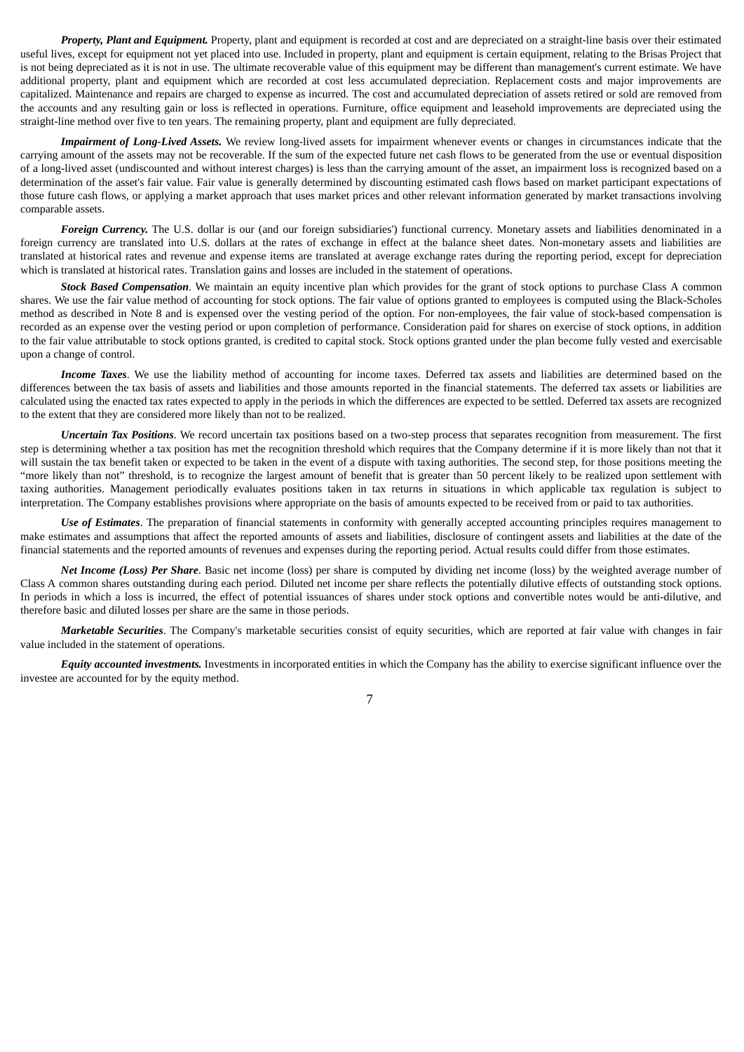***Property, Plant and Equipment.*** Property, plant and equipment is recorded at cost and are depreciated on a straight-line basis over their estimated useful lives, except for equipment not yet placed into use. Included in property, plant and equipment is certain equipment, relating to the Brisas Project that is not being depreciated as it is not in use. The ultimate recoverable value of this equipment may be different than management's current estimate. We have additional property, plant and equipment which are recorded at cost less accumulated depreciation. Replacement costs and major improvements are capitalized. Maintenance and repairs are charged to expense as incurred. The cost and accumulated depreciation of assets retired or sold are removed from the accounts and any resulting gain or loss is reflected in operations. Furniture, office equipment and leasehold improvements are depreciated using the straight-line method over five to ten years. The remaining property, plant and equipment are fully depreciated.

***Impairment of Long-Lived Assets.*** We review long-lived assets for impairment whenever events or changes in circumstances indicate that the carrying amount of the assets may not be recoverable. If the sum of the expected future net cash flows to be generated from the use or eventual disposition of a long-lived asset (undiscounted and without interest charges) is less than the carrying amount of the asset, an impairment loss is recognized based on a determination of the asset's fair value. Fair value is generally determined by discounting estimated cash flows based on market participant expectations of those future cash flows, or applying a market approach that uses market prices and other relevant information generated by market transactions involving comparable assets.

***Foreign Currency.*** The U.S. dollar is our (and our foreign subsidiaries') functional currency. Monetary assets and liabilities denominated in a foreign currency are translated into U.S. dollars at the rates of exchange in effect at the balance sheet dates. Non-monetary assets and liabilities are translated at historical rates and revenue and expense items are translated at average exchange rates during the reporting period, except for depreciation which is translated at historical rates. Translation gains and losses are included in the statement of operations.

***Stock Based Compensation***. We maintain an equity incentive plan which provides for the grant of stock options to purchase Class A common shares. We use the fair value method of accounting for stock options. The fair value of options granted to employees is computed using the Black-Scholes method as described in Note 8 and is expensed over the vesting period of the option. For non-employees, the fair value of stock-based compensation is recorded as an expense over the vesting period or upon completion of performance. Consideration paid for shares on exercise of stock options, in addition to the fair value attributable to stock options granted, is credited to capital stock. Stock options granted under the plan become fully vested and exercisable upon a change of control.

***Income Taxes***. We use the liability method of accounting for income taxes. Deferred tax assets and liabilities are determined based on the differences between the tax basis of assets and liabilities and those amounts reported in the financial statements. The deferred tax assets or liabilities are calculated using the enacted tax rates expected to apply in the periods in which the differences are expected to be settled. Deferred tax assets are recognized to the extent that they are considered more likely than not to be realized.

***Uncertain Tax Positions***. We record uncertain tax positions based on a two-step process that separates recognition from measurement. The first step is determining whether a tax position has met the recognition threshold which requires that the Company determine if it is more likely than not that it will sustain the tax benefit taken or expected to be taken in the event of a dispute with taxing authorities. The second step, for those positions meeting the "more likely than not" threshold, is to recognize the largest amount of benefit that is greater than 50 percent likely to be realized upon settlement with taxing authorities. Management periodically evaluates positions taken in tax returns in situations in which applicable tax regulation is subject to interpretation. The Company establishes provisions where appropriate on the basis of amounts expected to be received from or paid to tax authorities.

***Use of Estimates***. The preparation of financial statements in conformity with generally accepted accounting principles requires management to make estimates and assumptions that affect the reported amounts of assets and liabilities, disclosure of contingent assets and liabilities at the date of the financial statements and the reported amounts of revenues and expenses during the reporting period. Actual results could differ from those estimates.

***Net Income (Loss) Per Share***. Basic net income (loss) per share is computed by dividing net income (loss) by the weighted average number of Class A common shares outstanding during each period. Diluted net income per share reflects the potentially dilutive effects of outstanding stock options. In periods in which a loss is incurred, the effect of potential issuances of shares under stock options and convertible notes would be anti-dilutive, and therefore basic and diluted losses per share are the same in those periods.

***Marketable Securities***. The Company's marketable securities consist of equity securities, which are reported at fair value with changes in fair value included in the statement of operations.

***Equity accounted investments.*** Investments in incorporated entities in which the Company has the ability to exercise significant influence over the investee are accounted for by the equity method.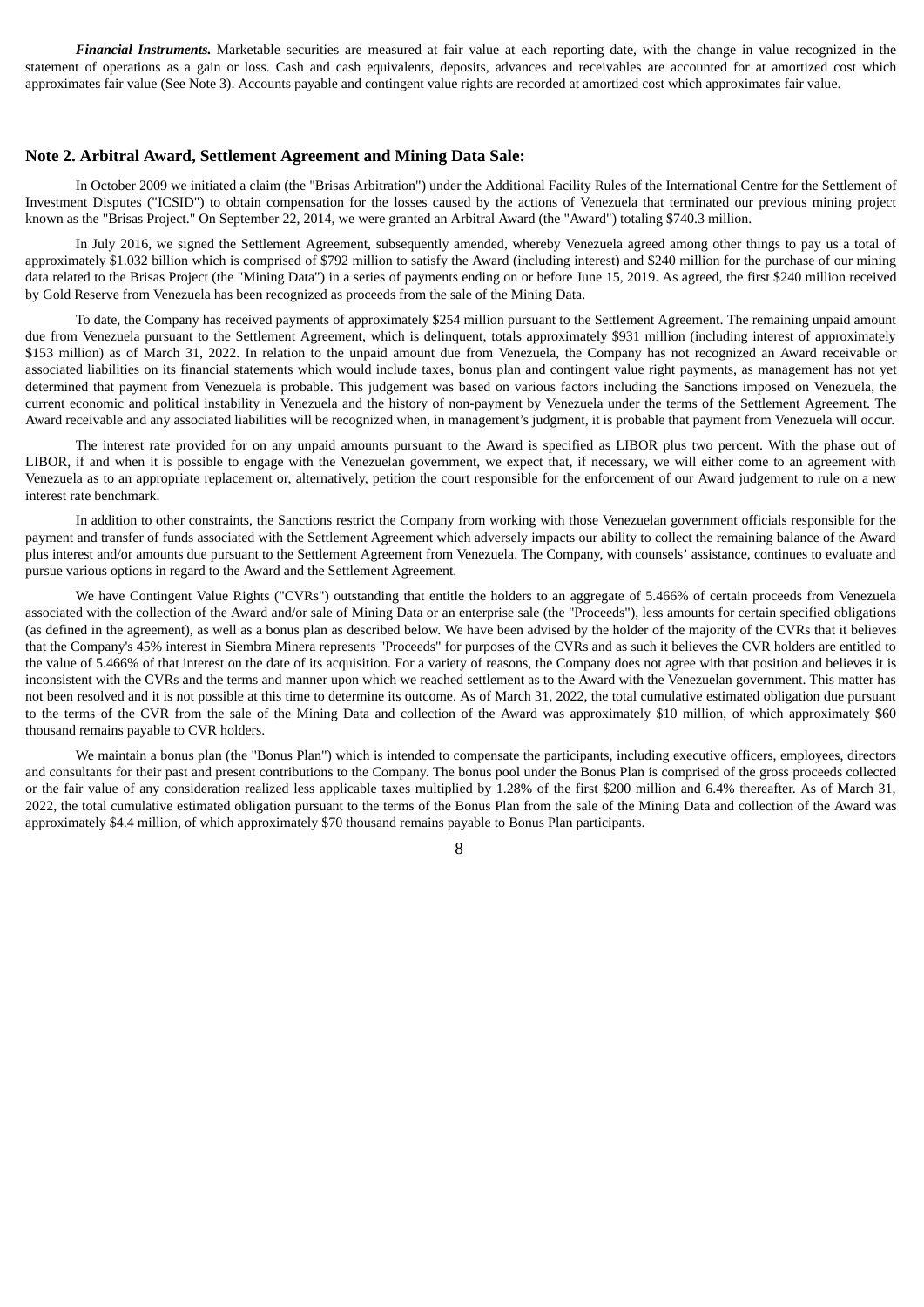***Financial Instruments.*** Marketable securities are measured at fair value at each reporting date, with the change in value recognized in the statement of operations as a gain or loss. Cash and cash equivalents, deposits, advances and receivables are accounted for at amortized cost which approximates fair value (See Note 3). Accounts payable and contingent value rights are recorded at amortized cost which approximates fair value.

## Note 2. Arbitral Award, Settlement Agreement and Mining Data Sale:

In October 2009 we initiated a claim (the "Brisas Arbitration") under the Additional Facility Rules of the International Centre for the Settlement of Investment Disputes ("ICSID") to obtain compensation for the losses caused by the actions of Venezuela that terminated our previous mining project known as the "Brisas Project." On September 22, 2014, we were granted an Arbitral Award (the "Award") totaling $740.3 million.

In July 2016, we signed the Settlement Agreement, subsequently amended, whereby Venezuela agreed among other things to pay us a total of approximately $1.032 billion which is comprised of $792 million to satisfy the Award (including interest) and $240 million for the purchase of our mining data related to the Brisas Project (the "Mining Data") in a series of payments ending on or before June 15, 2019. As agreed, the first $240 million received by Gold Reserve from Venezuela has been recognized as proceeds from the sale of the Mining Data.

To date, the Company has received payments of approximately $254 million pursuant to the Settlement Agreement. The remaining unpaid amount due from Venezuela pursuant to the Settlement Agreement, which is delinquent, totals approximately $931 million (including interest of approximately $153 million) as of March 31, 2022. In relation to the unpaid amount due from Venezuela, the Company has not recognized an Award receivable or associated liabilities on its financial statements which would include taxes, bonus plan and contingent value right payments, as management has not yet determined that payment from Venezuela is probable. This judgement was based on various factors including the Sanctions imposed on Venezuela, the current economic and political instability in Venezuela and the history of non-payment by Venezuela under the terms of the Settlement Agreement. The Award receivable and any associated liabilities will be recognized when, in management's judgment, it is probable that payment from Venezuela will occur.

The interest rate provided for on any unpaid amounts pursuant to the Award is specified as LIBOR plus two percent. With the phase out of LIBOR, if and when it is possible to engage with the Venezuelan government, we expect that, if necessary, we will either come to an agreement with Venezuela as to an appropriate replacement or, alternatively, petition the court responsible for the enforcement of our Award judgement to rule on a new interest rate benchmark.

In addition to other constraints, the Sanctions restrict the Company from working with those Venezuelan government officials responsible for the payment and transfer of funds associated with the Settlement Agreement which adversely impacts our ability to collect the remaining balance of the Award plus interest and/or amounts due pursuant to the Settlement Agreement from Venezuela. The Company, with counsels' assistance, continues to evaluate and pursue various options in regard to the Award and the Settlement Agreement.

We have Contingent Value Rights ("CVRs") outstanding that entitle the holders to an aggregate of 5.466% of certain proceeds from Venezuela associated with the collection of the Award and/or sale of Mining Data or an enterprise sale (the "Proceeds"), less amounts for certain specified obligations (as defined in the agreement), as well as a bonus plan as described below. We have been advised by the holder of the majority of the CVRs that it believes that the Company's 45% interest in Siembra Minera represents "Proceeds" for purposes of the CVRs and as such it believes the CVR holders are entitled to the value of 5.466% of that interest on the date of its acquisition. For a variety of reasons, the Company does not agree with that position and believes it is inconsistent with the CVRs and the terms and manner upon which we reached settlement as to the Award with the Venezuelan government. This matter has not been resolved and it is not possible at this time to determine its outcome. As of March 31, 2022, the total cumulative estimated obligation due pursuant to the terms of the CVR from the sale of the Mining Data and collection of the Award was approximately $10 million, of which approximately $60 thousand remains payable to CVR holders.

We maintain a bonus plan (the "Bonus Plan") which is intended to compensate the participants, including executive officers, employees, directors and consultants for their past and present contributions to the Company. The bonus pool under the Bonus Plan is comprised of the gross proceeds collected or the fair value of any consideration realized less applicable taxes multiplied by 1.28% of the first $200 million and 6.4% thereafter. As of March 31, 2022, the total cumulative estimated obligation pursuant to the terms of the Bonus Plan from the sale of the Mining Data and collection of the Award was approximately $4.4 million, of which approximately $70 thousand remains payable to Bonus Plan participants.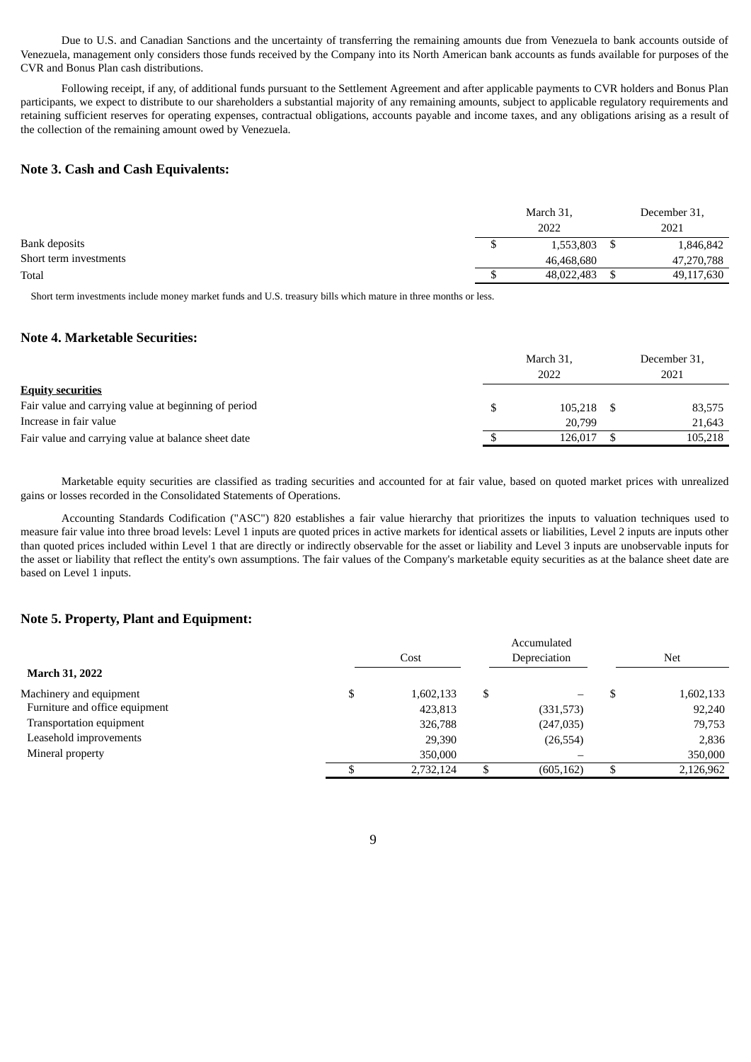Due to U.S. and Canadian Sanctions and the uncertainty of transferring the remaining amounts due from Venezuela to bank accounts outside of Venezuela, management only considers those funds received by the Company into its North American bank accounts as funds available for purposes of the CVR and Bonus Plan cash distributions.

Following receipt, if any, of additional funds pursuant to the Settlement Agreement and after applicable payments to CVR holders and Bonus Plan participants, we expect to distribute to our shareholders a substantial majority of any remaining amounts, subject to applicable regulatory requirements and retaining sufficient reserves for operating expenses, contractual obligations, accounts payable and income taxes, and any obligations arising as a result of the collection of the remaining amount owed by Venezuela.

## Note 3. Cash and Cash Equivalents:

| | March 31, 2022 | December 31, 2021 |
|---|---|---|
| Bank deposits | $ 1,553,803 | $ 1,846,842 |
| Short term investments | 46,468,680 | 47,270,788 |
| Total | $ 48,022,483 | $ 49,117,630 |

Short term investments include money market funds and U.S. treasury bills which mature in three months or less.

## Note 4. Marketable Securities:

| | March 31, 2022 | December 31, 2021 |
|---|---|---|
| **Equity securities** | | |
| Fair value and carrying value at beginning of period | $ 105,218 | $ 83,575 |
| Increase in fair value | 20,799 | 21,643 |
| Fair value and carrying value at balance sheet date | $ 126,017 | $ 105,218 |

Marketable equity securities are classified as trading securities and accounted for at fair value, based on quoted market prices with unrealized gains or losses recorded in the Consolidated Statements of Operations.

Accounting Standards Codification ("ASC") 820 establishes a fair value hierarchy that prioritizes the inputs to valuation techniques used to measure fair value into three broad levels: Level 1 inputs are quoted prices in active markets for identical assets or liabilities, Level 2 inputs are inputs other than quoted prices included within Level 1 that are directly or indirectly observable for the asset or liability and Level 3 inputs are unobservable inputs for the asset or liability that reflect the entity's own assumptions. The fair values of the Company's marketable equity securities as at the balance sheet date are based on Level 1 inputs.

## Note 5. Property, Plant and Equipment:

| **March 31, 2022** | Cost | Accumulated Depreciation | Net |
|---|---|---|---|
| Machinery and equipment | $ 1,602,133 | $ – | $ 1,602,133 |
| Furniture and office equipment | 423,813 | (331,573) | 92,240 |
| Transportation equipment | 326,788 | (247,035) | 79,753 |
| Leasehold improvements | 29,390 | (26,554) | 2,836 |
| Mineral property | 350,000 | – | 350,000 |
| | $ 2,732,124 | $ (605,162) | $ 2,126,962 |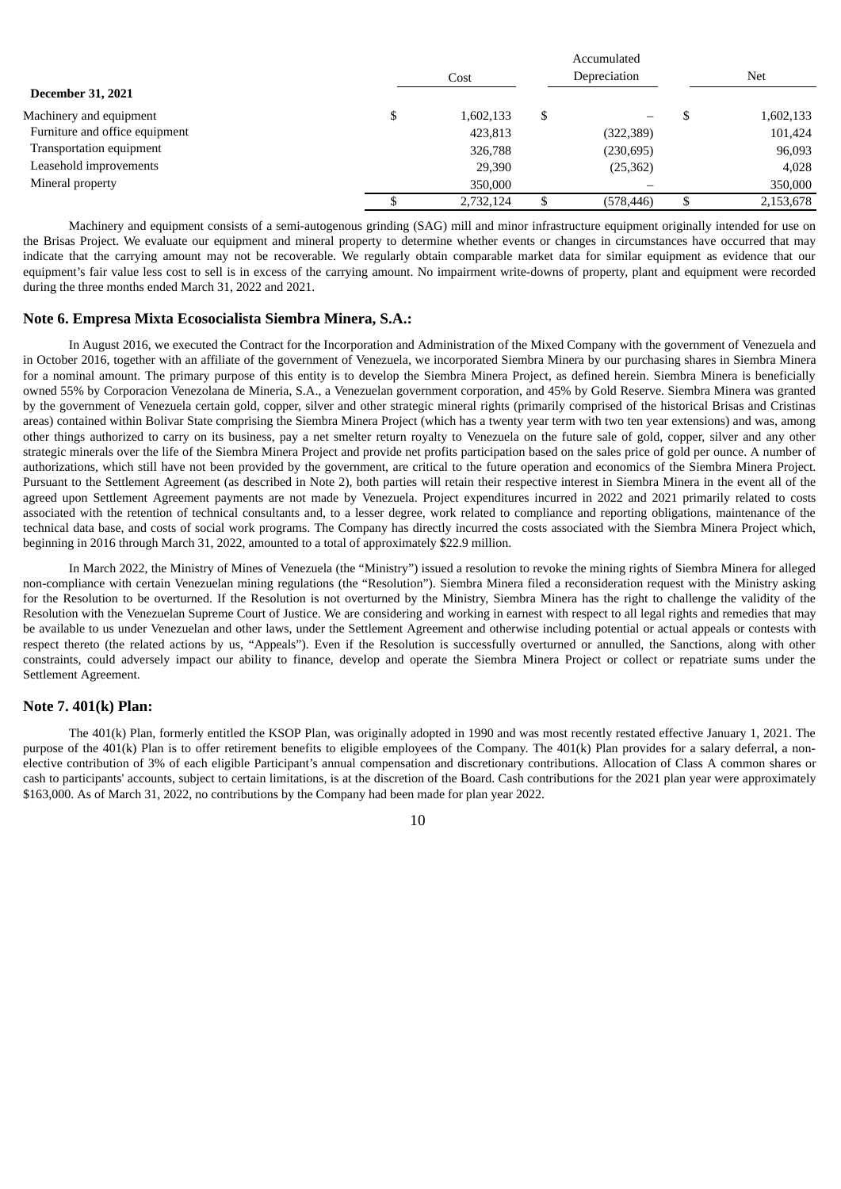| December 31, 2021 | Cost | Accumulated Depreciation | Net |
|---|---|---|---|
| Machinery and equipment | $ 1,602,133 | $ – | $ 1,602,133 |
| Furniture and office equipment | 423,813 | (322,389) | 101,424 |
| Transportation equipment | 326,788 | (230,695) | 96,093 |
| Leasehold improvements | 29,390 | (25,362) | 4,028 |
| Mineral property | 350,000 | – | 350,000 |
| | $ 2,732,124 | $ (578,446) | $ 2,153,678 |

Machinery and equipment consists of a semi-autogenous grinding (SAG) mill and minor infrastructure equipment originally intended for use on the Brisas Project. We evaluate our equipment and mineral property to determine whether events or changes in circumstances have occurred that may indicate that the carrying amount may not be recoverable. We regularly obtain comparable market data for similar equipment as evidence that our equipment's fair value less cost to sell is in excess of the carrying amount. No impairment write-downs of property, plant and equipment were recorded during the three months ended March 31, 2022 and 2021.

## Note 6. Empresa Mixta Ecosocialista Siembra Minera, S.A.:

In August 2016, we executed the Contract for the Incorporation and Administration of the Mixed Company with the government of Venezuela and in October 2016, together with an affiliate of the government of Venezuela, we incorporated Siembra Minera by our purchasing shares in Siembra Minera for a nominal amount. The primary purpose of this entity is to develop the Siembra Minera Project, as defined herein. Siembra Minera is beneficially owned 55% by Corporacion Venezolana de Mineria, S.A., a Venezuelan government corporation, and 45% by Gold Reserve. Siembra Minera was granted by the government of Venezuela certain gold, copper, silver and other strategic mineral rights (primarily comprised of the historical Brisas and Cristinas areas) contained within Bolivar State comprising the Siembra Minera Project (which has a twenty year term with two ten year extensions) and was, among other things authorized to carry on its business, pay a net smelter return royalty to Venezuela on the future sale of gold, copper, silver and any other strategic minerals over the life of the Siembra Minera Project and provide net profits participation based on the sales price of gold per ounce. A number of authorizations, which still have not been provided by the government, are critical to the future operation and economics of the Siembra Minera Project. Pursuant to the Settlement Agreement (as described in Note 2), both parties will retain their respective interest in Siembra Minera in the event all of the agreed upon Settlement Agreement payments are not made by Venezuela. Project expenditures incurred in 2022 and 2021 primarily related to costs associated with the retention of technical consultants and, to a lesser degree, work related to compliance and reporting obligations, maintenance of the technical data base, and costs of social work programs. The Company has directly incurred the costs associated with the Siembra Minera Project which, beginning in 2016 through March 31, 2022, amounted to a total of approximately $22.9 million.

In March 2022, the Ministry of Mines of Venezuela (the "Ministry") issued a resolution to revoke the mining rights of Siembra Minera for alleged non-compliance with certain Venezuelan mining regulations (the "Resolution"). Siembra Minera filed a reconsideration request with the Ministry asking for the Resolution to be overturned. If the Resolution is not overturned by the Ministry, Siembra Minera has the right to challenge the validity of the Resolution with the Venezuelan Supreme Court of Justice. We are considering and working in earnest with respect to all legal rights and remedies that may be available to us under Venezuelan and other laws, under the Settlement Agreement and otherwise including potential or actual appeals or contests with respect thereto (the related actions by us, "Appeals"). Even if the Resolution is successfully overturned or annulled, the Sanctions, along with other constraints, could adversely impact our ability to finance, develop and operate the Siembra Minera Project or collect or repatriate sums under the Settlement Agreement.

## Note 7. 401(k) Plan:

The 401(k) Plan, formerly entitled the KSOP Plan, was originally adopted in 1990 and was most recently restated effective January 1, 2021. The purpose of the 401(k) Plan is to offer retirement benefits to eligible employees of the Company. The 401(k) Plan provides for a salary deferral, a non-elective contribution of 3% of each eligible Participant's annual compensation and discretionary contributions. Allocation of Class A common shares or cash to participants' accounts, subject to certain limitations, is at the discretion of the Board. Cash contributions for the 2021 plan year were approximately $163,000. As of March 31, 2022, no contributions by the Company had been made for plan year 2022.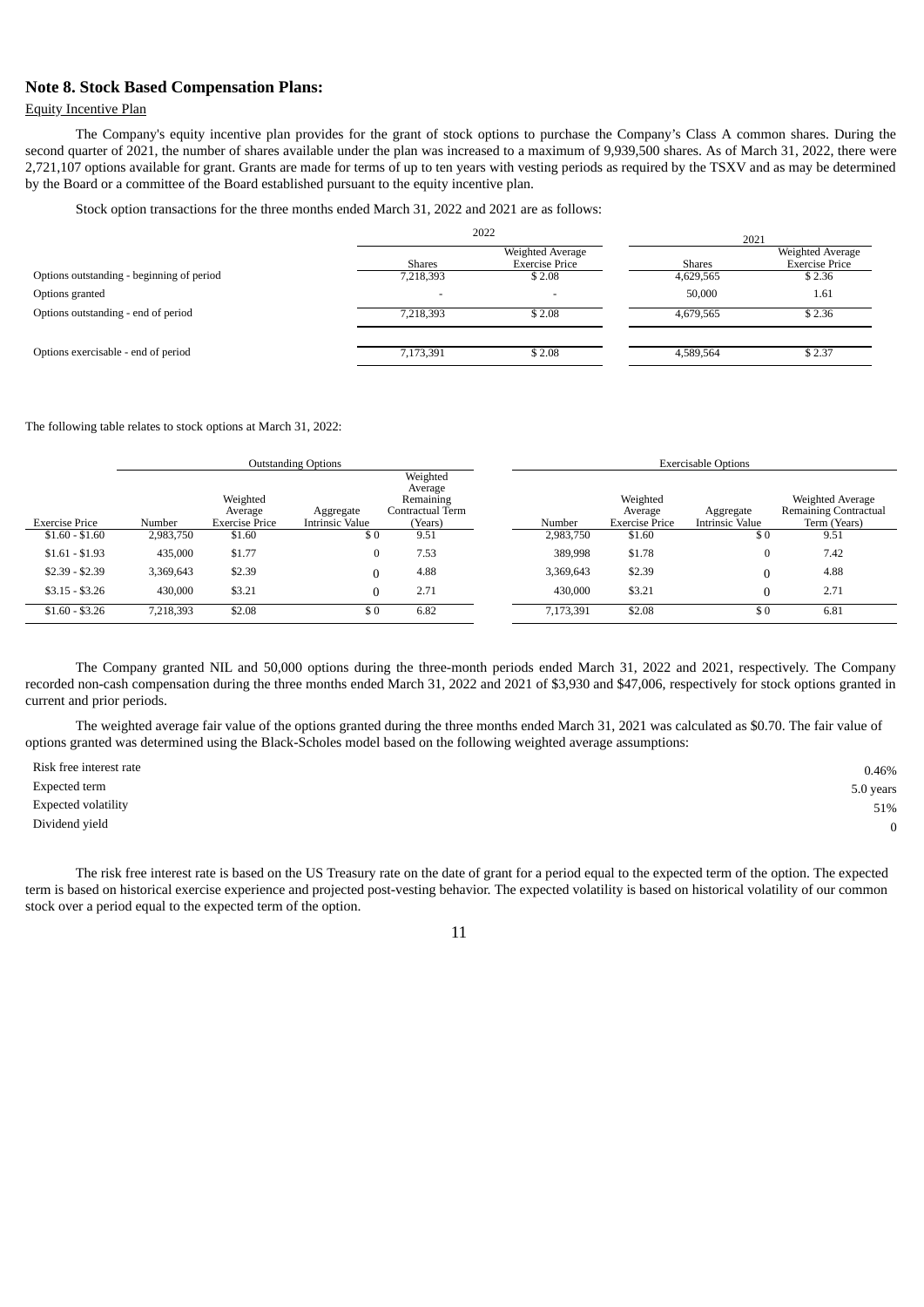### Note 8. Stock Based Compensation Plans:

Equity Incentive Plan

The Company's equity incentive plan provides for the grant of stock options to purchase the Company's Class A common shares. During the second quarter of 2021, the number of shares available under the plan was increased to a maximum of 9,939,500 shares. As of March 31, 2022, there were 2,721,107 options available for grant. Grants are made for terms of up to ten years with vesting periods as required by the TSXV and as may be determined by the Board or a committee of the Board established pursuant to the equity incentive plan.

Stock option transactions for the three months ended March 31, 2022 and 2021 are as follows:

| | 2022 | | 2021 | |
|---|---|---|---|---|
| | Shares | Weighted Average Exercise Price | Shares | Weighted Average Exercise Price |
| Options outstanding - beginning of period | 7,218,393 | $ 2.08 | 4,629,565 | $ 2.36 |
| Options granted | - | - | 50,000 | 1.61 |
| Options outstanding - end of period | 7,218,393 | $ 2.08 | 4,679,565 | $ 2.36 |
| Options exercisable - end of period | 7,173,391 | $ 2.08 | 4,589,564 | $ 2.37 |

The following table relates to stock options at March 31, 2022:

| | Outstanding Options | | | | Exercisable Options | | | |
|---|---|---|---|---|---|---|---|---|
| Exercise Price | Number | Weighted Average Exercise Price | Aggregate Intrinsic Value | Weighted Average Remaining Contractual Term (Years) | Number | Weighted Average Exercise Price | Aggregate Intrinsic Value | Weighted Average Remaining Contractual Term (Years) |
| $1.60 - $1.60 | 2,983,750 | $1.60 | $ 0 | 9.51 | 2,983,750 | $1.60 | $ 0 | 9.51 |
| $1.61 - $1.93 | 435,000 | $1.77 | 0 | 7.53 | 389,998 | $1.78 | 0 | 7.42 |
| $2.39 - $2.39 | 3,369,643 | $2.39 | 0 | 4.88 | 3,369,643 | $2.39 | 0 | 4.88 |
| $3.15 - $3.26 | 430,000 | $3.21 | 0 | 2.71 | 430,000 | $3.21 | 0 | 2.71 |
| $1.60 - $3.26 | 7,218,393 | $2.08 | $ 0 | 6.82 | 7,173,391 | $2.08 | $ 0 | 6.81 |

The Company granted NIL and 50,000 options during the three-month periods ended March 31, 2022 and 2021, respectively. The Company recorded non-cash compensation during the three months ended March 31, 2022 and 2021 of $3,930 and $47,006, respectively for stock options granted in current and prior periods.

The weighted average fair value of the options granted during the three months ended March 31, 2021 was calculated as $0.70. The fair value of options granted was determined using the Black-Scholes model based on the following weighted average assumptions:

| | |
|---|---|
| Risk free interest rate | 0.46% |
| Expected term | 5.0 years |
| Expected volatility | 51% |
| Dividend yield | 0 |

The risk free interest rate is based on the US Treasury rate on the date of grant for a period equal to the expected term of the option. The expected term is based on historical exercise experience and projected post-vesting behavior. The expected volatility is based on historical volatility of our common stock over a period equal to the expected term of the option.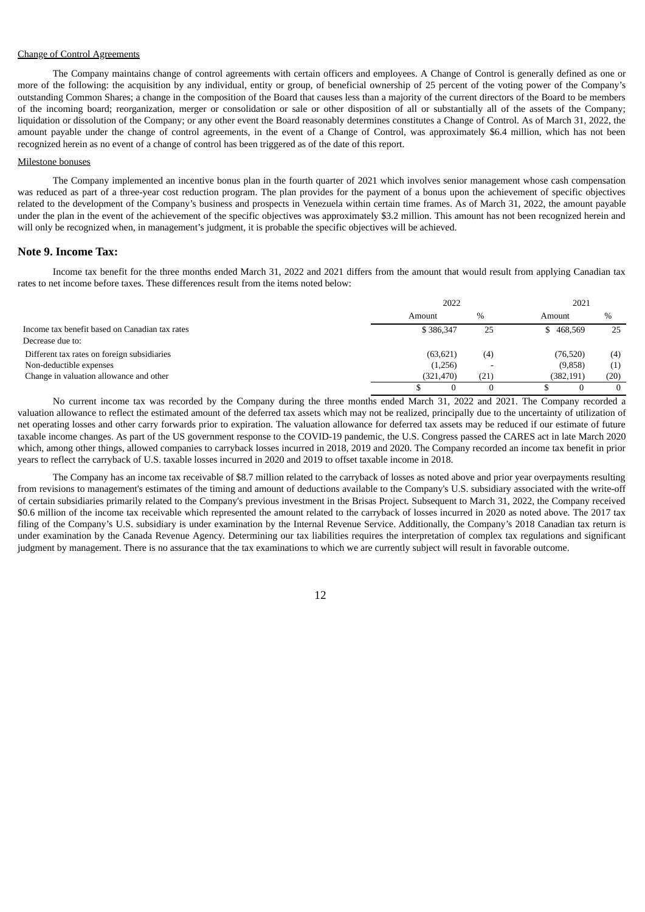Change of Control Agreements

The Company maintains change of control agreements with certain officers and employees. A Change of Control is generally defined as one or more of the following: the acquisition by any individual, entity or group, of beneficial ownership of 25 percent of the voting power of the Company's outstanding Common Shares; a change in the composition of the Board that causes less than a majority of the current directors of the Board to be members of the incoming board; reorganization, merger or consolidation or sale or other disposition of all or substantially all of the assets of the Company; liquidation or dissolution of the Company; or any other event the Board reasonably determines constitutes a Change of Control. As of March 31, 2022, the amount payable under the change of control agreements, in the event of a Change of Control, was approximately $6.4 million, which has not been recognized herein as no event of a change of control has been triggered as of the date of this report.

Milestone bonuses

The Company implemented an incentive bonus plan in the fourth quarter of 2021 which involves senior management whose cash compensation was reduced as part of a three-year cost reduction program. The plan provides for the payment of a bonus upon the achievement of specific objectives related to the development of the Company's business and prospects in Venezuela within certain time frames. As of March 31, 2022, the amount payable under the plan in the event of the achievement of the specific objectives was approximately $3.2 million. This amount has not been recognized herein and will only be recognized when, in management's judgment, it is probable the specific objectives will be achieved.

## Note 9. Income Tax:

Income tax benefit for the three months ended March 31, 2022 and 2021 differs from the amount that would result from applying Canadian tax rates to net income before taxes. These differences result from the items noted below:

| | 2022 | | 2021 | |
|---|---|---|---|---|
| | Amount | % | Amount | % |
| Income tax benefit based on Canadian tax rates | $ 386,347 | 25 | $ 468,569 | 25 |
| Decrease due to: | | | | |
| Different tax rates on foreign subsidiaries | (63,621) | (4) | (76,520) | (4) |
| Non-deductible expenses | (1,256) | - | (9,858) | (1) |
| Change in valuation allowance and other | (321,470) | (21) | (382,191) | (20) |
| | $ 0 | 0 | $ 0 | 0 |

No current income tax was recorded by the Company during the three months ended March 31, 2022 and 2021. The Company recorded a valuation allowance to reflect the estimated amount of the deferred tax assets which may not be realized, principally due to the uncertainty of utilization of net operating losses and other carry forwards prior to expiration. The valuation allowance for deferred tax assets may be reduced if our estimate of future taxable income changes. As part of the US government response to the COVID-19 pandemic, the U.S. Congress passed the CARES act in late March 2020 which, among other things, allowed companies to carryback losses incurred in 2018, 2019 and 2020. The Company recorded an income tax benefit in prior years to reflect the carryback of U.S. taxable losses incurred in 2020 and 2019 to offset taxable income in 2018.

The Company has an income tax receivable of $8.7 million related to the carryback of losses as noted above and prior year overpayments resulting from revisions to management's estimates of the timing and amount of deductions available to the Company's U.S. subsidiary associated with the write-off of certain subsidiaries primarily related to the Company's previous investment in the Brisas Project. Subsequent to March 31, 2022, the Company received $0.6 million of the income tax receivable which represented the amount related to the carryback of losses incurred in 2020 as noted above. The 2017 tax filing of the Company's U.S. subsidiary is under examination by the Internal Revenue Service. Additionally, the Company's 2018 Canadian tax return is under examination by the Canada Revenue Agency. Determining our tax liabilities requires the interpretation of complex tax regulations and significant judgment by management. There is no assurance that the tax examinations to which we are currently subject will result in favorable outcome.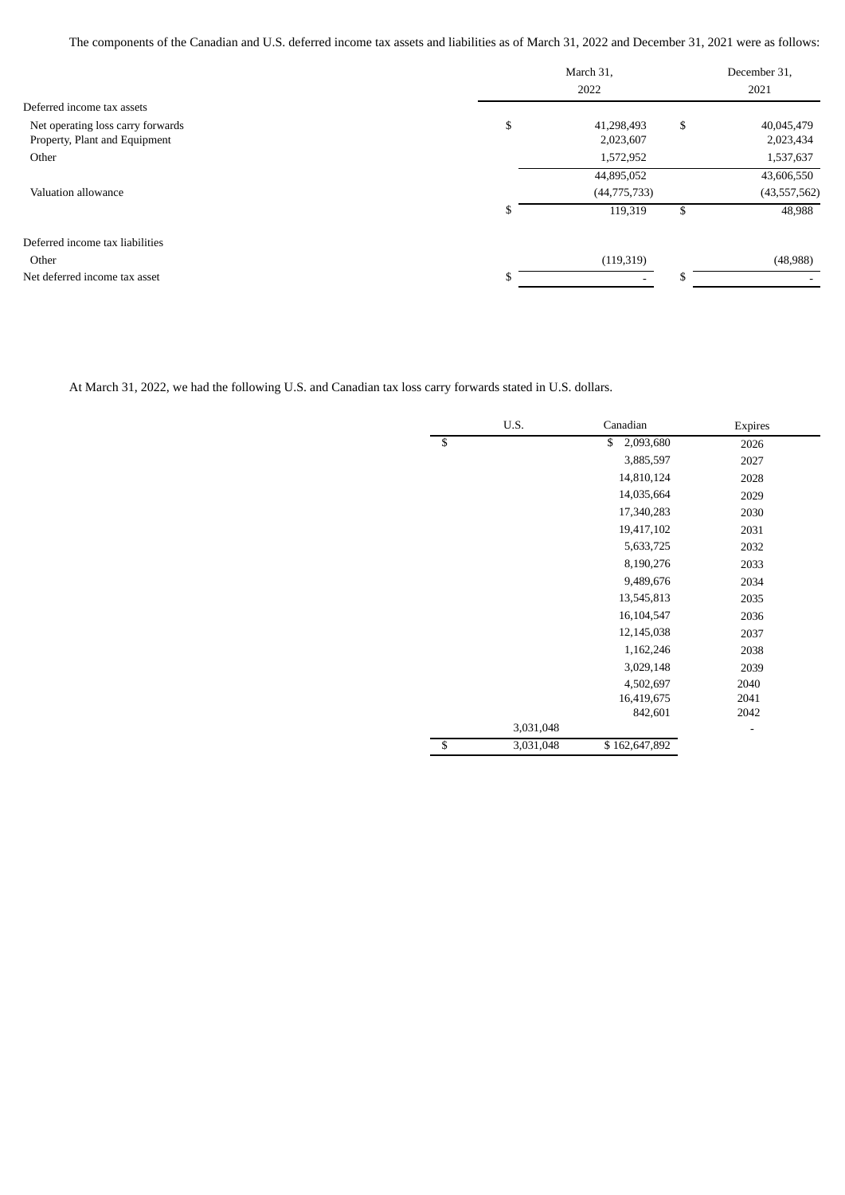The components of the Canadian and U.S. deferred income tax assets and liabilities as of March 31, 2022 and December 31, 2021 were as follows:

| | March 31, 2022 | December 31, 2021 |
|---|---|---|
| Deferred income tax assets | | |
| Net operating loss carry forwards | $ 41,298,493 | $ 40,045,479 |
| Property, Plant and Equipment | 2,023,607 | 2,023,434 |
| Other | 1,572,952 | 1,537,637 |
| | 44,895,052 | 43,606,550 |
| Valuation allowance | (44,775,733) | (43,557,562) |
| | $ 119,319 | $ 48,988 |
| Deferred income tax liabilities | | |
| Other | (119,319) | (48,988) |
| Net deferred income tax asset | $ - | $ - |

At March 31, 2022, we had the following U.S. and Canadian tax loss carry forwards stated in U.S. dollars.

| U.S. | Canadian | Expires |
|---|---|---|
| $ | $ 2,093,680 | 2026 |
| | 3,885,597 | 2027 |
| | 14,810,124 | 2028 |
| | 14,035,664 | 2029 |
| | 17,340,283 | 2030 |
| | 19,417,102 | 2031 |
| | 5,633,725 | 2032 |
| | 8,190,276 | 2033 |
| | 9,489,676 | 2034 |
| | 13,545,813 | 2035 |
| | 16,104,547 | 2036 |
| | 12,145,038 | 2037 |
| | 1,162,246 | 2038 |
| | 3,029,148 | 2039 |
| | 4,502,697 | 2040 |
| | 16,419,675 | 2041 |
| | 842,601 | 2042 |
| 3,031,048 | | - |
| $ 3,031,048 | $ 162,647,892 | |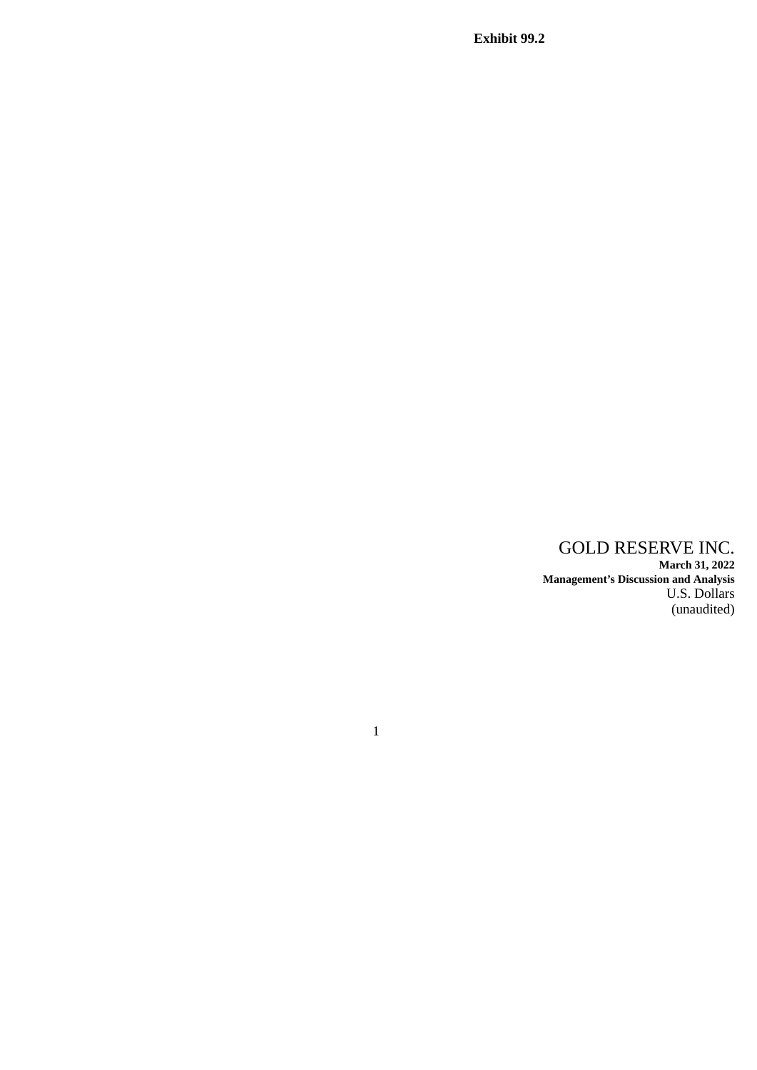**Exhibit 99.2**

# GOLD RESERVE INC.

**March 31, 2022**

**Management's Discussion and Analysis**

U.S. Dollars

(unaudited)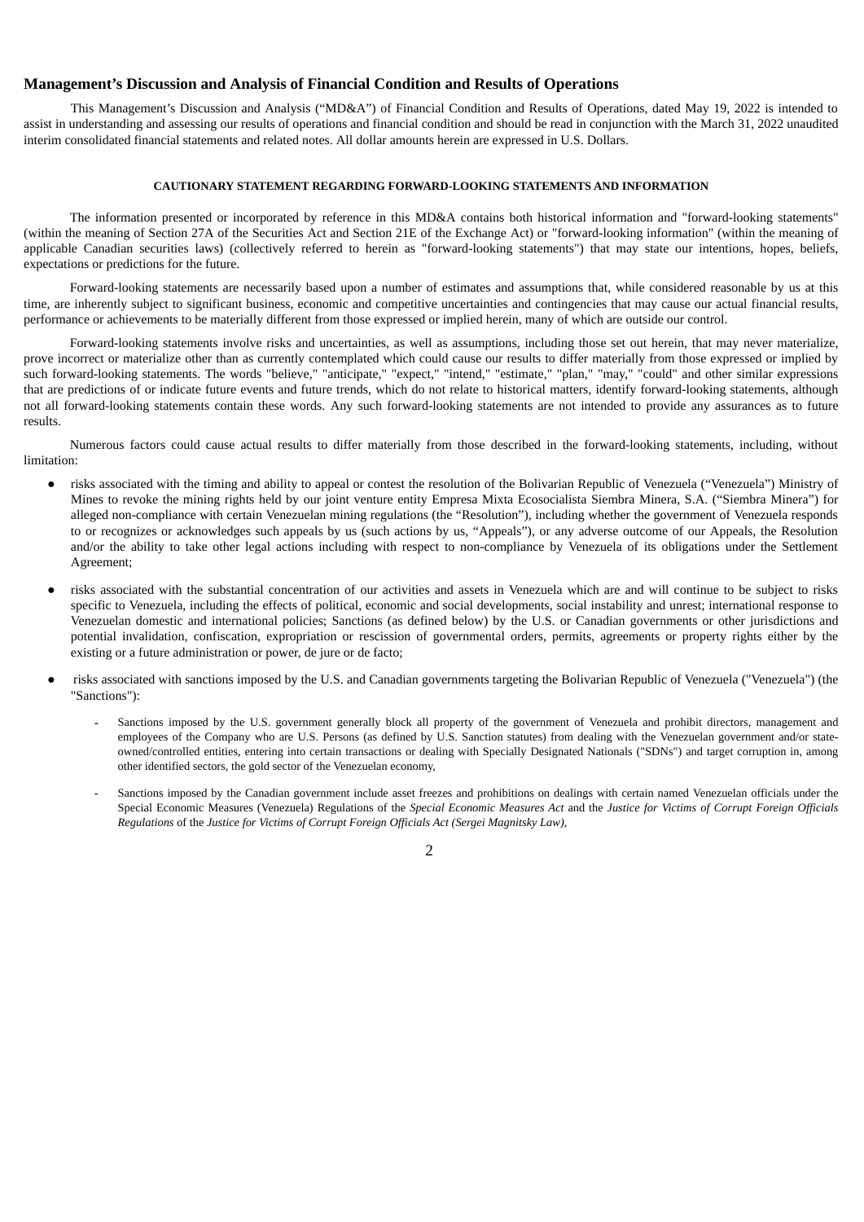## Management's Discussion and Analysis of Financial Condition and Results of Operations

This Management's Discussion and Analysis ("MD&A") of Financial Condition and Results of Operations, dated May 19, 2022 is intended to assist in understanding and assessing our results of operations and financial condition and should be read in conjunction with the March 31, 2022 unaudited interim consolidated financial statements and related notes. All dollar amounts herein are expressed in U.S. Dollars.

**CAUTIONARY STATEMENT REGARDING FORWARD-LOOKING STATEMENTS AND INFORMATION**

The information presented or incorporated by reference in this MD&A contains both historical information and "forward-looking statements" (within the meaning of Section 27A of the Securities Act and Section 21E of the Exchange Act) or "forward-looking information" (within the meaning of applicable Canadian securities laws) (collectively referred to herein as "forward-looking statements") that may state our intentions, hopes, beliefs, expectations or predictions for the future.

Forward-looking statements are necessarily based upon a number of estimates and assumptions that, while considered reasonable by us at this time, are inherently subject to significant business, economic and competitive uncertainties and contingencies that may cause our actual financial results, performance or achievements to be materially different from those expressed or implied herein, many of which are outside our control.

Forward-looking statements involve risks and uncertainties, as well as assumptions, including those set out herein, that may never materialize, prove incorrect or materialize other than as currently contemplated which could cause our results to differ materially from those expressed or implied by such forward-looking statements. The words "believe," "anticipate," "expect," "intend," "estimate," "plan," "may," "could" and other similar expressions that are predictions of or indicate future events and future trends, which do not relate to historical matters, identify forward-looking statements, although not all forward-looking statements contain these words. Any such forward-looking statements are not intended to provide any assurances as to future results.

Numerous factors could cause actual results to differ materially from those described in the forward-looking statements, including, without limitation:

- risks associated with the timing and ability to appeal or contest the resolution of the Bolivarian Republic of Venezuela ("Venezuela") Ministry of Mines to revoke the mining rights held by our joint venture entity Empresa Mixta Ecosocialista Siembra Minera, S.A. ("Siembra Minera") for alleged non-compliance with certain Venezuelan mining regulations (the "Resolution"), including whether the government of Venezuela responds to or recognizes or acknowledges such appeals by us (such actions by us, "Appeals"), or any adverse outcome of our Appeals, the Resolution and/or the ability to take other legal actions including with respect to non-compliance by Venezuela of its obligations under the Settlement Agreement;
- risks associated with the substantial concentration of our activities and assets in Venezuela which are and will continue to be subject to risks specific to Venezuela, including the effects of political, economic and social developments, social instability and unrest; international response to Venezuelan domestic and international policies; Sanctions (as defined below) by the U.S. or Canadian governments or other jurisdictions and potential invalidation, confiscation, expropriation or rescission of governmental orders, permits, agreements or property rights either by the existing or a future administration or power, de jure or de facto;
- risks associated with sanctions imposed by the U.S. and Canadian governments targeting the Bolivarian Republic of Venezuela ("Venezuela") (the "Sanctions"):
  - Sanctions imposed by the U.S. government generally block all property of the government of Venezuela and prohibit directors, management and employees of the Company who are U.S. Persons (as defined by U.S. Sanction statutes) from dealing with the Venezuelan government and/or state-owned/controlled entities, entering into certain transactions or dealing with Specially Designated Nationals ("SDNs") and target corruption in, among other identified sectors, the gold sector of the Venezuelan economy,
  - Sanctions imposed by the Canadian government include asset freezes and prohibitions on dealings with certain named Venezuelan officials under the Special Economic Measures (Venezuela) Regulations of the *Special Economic Measures Act* and the *Justice for Victims of Corrupt Foreign Officials Regulations* of the *Justice for Victims of Corrupt Foreign Officials Act (Sergei Magnitsky Law)*,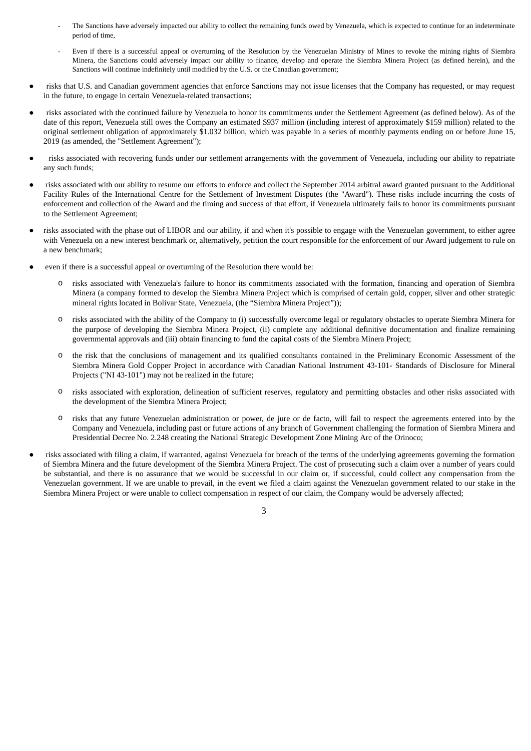- The Sanctions have adversely impacted our ability to collect the remaining funds owed by Venezuela, which is expected to continue for an indeterminate period of time,
  - Even if there is a successful appeal or overturning of the Resolution by the Venezuelan Ministry of Mines to revoke the mining rights of Siembra Minera, the Sanctions could adversely impact our ability to finance, develop and operate the Siembra Minera Project (as defined herein), and the Sanctions will continue indefinitely until modified by the U.S. or the Canadian government;

- risks that U.S. and Canadian government agencies that enforce Sanctions may not issue licenses that the Company has requested, or may request in the future, to engage in certain Venezuela-related transactions;
- risks associated with the continued failure by Venezuela to honor its commitments under the Settlement Agreement (as defined below). As of the date of this report, Venezuela still owes the Company an estimated $937 million (including interest of approximately $159 million) related to the original settlement obligation of approximately $1.032 billion, which was payable in a series of monthly payments ending on or before June 15, 2019 (as amended, the "Settlement Agreement");
- risks associated with recovering funds under our settlement arrangements with the government of Venezuela, including our ability to repatriate any such funds;
- risks associated with our ability to resume our efforts to enforce and collect the September 2014 arbitral award granted pursuant to the Additional Facility Rules of the International Centre for the Settlement of Investment Disputes (the "Award"). These risks include incurring the costs of enforcement and collection of the Award and the timing and success of that effort, if Venezuela ultimately fails to honor its commitments pursuant to the Settlement Agreement;
- risks associated with the phase out of LIBOR and our ability, if and when it's possible to engage with the Venezuelan government, to either agree with Venezuela on a new interest benchmark or, alternatively, petition the court responsible for the enforcement of our Award judgement to rule on a new benchmark;
- even if there is a successful appeal or overturning of the Resolution there would be:
  - risks associated with Venezuela's failure to honor its commitments associated with the formation, financing and operation of Siembra Minera (a company formed to develop the Siembra Minera Project which is comprised of certain gold, copper, silver and other strategic mineral rights located in Bolivar State, Venezuela, (the "Siembra Minera Project"));
  - risks associated with the ability of the Company to (i) successfully overcome legal or regulatory obstacles to operate Siembra Minera for the purpose of developing the Siembra Minera Project, (ii) complete any additional definitive documentation and finalize remaining governmental approvals and (iii) obtain financing to fund the capital costs of the Siembra Minera Project;
  - the risk that the conclusions of management and its qualified consultants contained in the Preliminary Economic Assessment of the Siembra Minera Gold Copper Project in accordance with Canadian National Instrument 43-101- Standards of Disclosure for Mineral Projects ("NI 43-101") may not be realized in the future;
  - risks associated with exploration, delineation of sufficient reserves, regulatory and permitting obstacles and other risks associated with the development of the Siembra Minera Project;
  - risks that any future Venezuelan administration or power, de jure or de facto, will fail to respect the agreements entered into by the Company and Venezuela, including past or future actions of any branch of Government challenging the formation of Siembra Minera and Presidential Decree No. 2.248 creating the National Strategic Development Zone Mining Arc of the Orinoco;
- risks associated with filing a claim, if warranted, against Venezuela for breach of the terms of the underlying agreements governing the formation of Siembra Minera and the future development of the Siembra Minera Project. The cost of prosecuting such a claim over a number of years could be substantial, and there is no assurance that we would be successful in our claim or, if successful, could collect any compensation from the Venezuelan government. If we are unable to prevail, in the event we filed a claim against the Venezuelan government related to our stake in the Siembra Minera Project or were unable to collect compensation in respect of our claim, the Company would be adversely affected;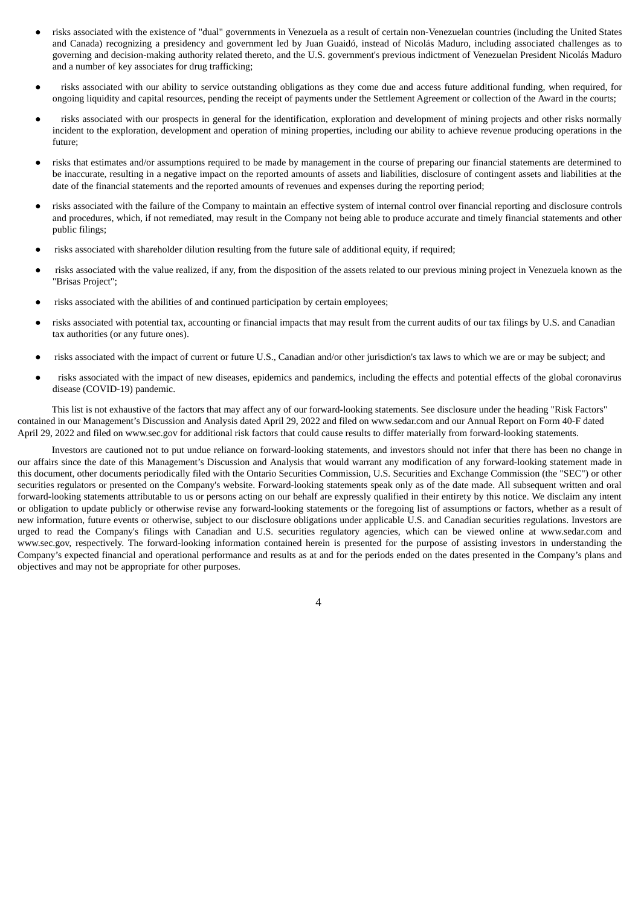- risks associated with the existence of "dual" governments in Venezuela as a result of certain non-Venezuelan countries (including the United States and Canada) recognizing a presidency and government led by Juan Guaidó, instead of Nicolás Maduro, including associated challenges as to governing and decision-making authority related thereto, and the U.S. government's previous indictment of Venezuelan President Nicolás Maduro and a number of key associates for drug trafficking;
- risks associated with our ability to service outstanding obligations as they come due and access future additional funding, when required, for ongoing liquidity and capital resources, pending the receipt of payments under the Settlement Agreement or collection of the Award in the courts;
- risks associated with our prospects in general for the identification, exploration and development of mining projects and other risks normally incident to the exploration, development and operation of mining properties, including our ability to achieve revenue producing operations in the future;
- risks that estimates and/or assumptions required to be made by management in the course of preparing our financial statements are determined to be inaccurate, resulting in a negative impact on the reported amounts of assets and liabilities, disclosure of contingent assets and liabilities at the date of the financial statements and the reported amounts of revenues and expenses during the reporting period;
- risks associated with the failure of the Company to maintain an effective system of internal control over financial reporting and disclosure controls and procedures, which, if not remediated, may result in the Company not being able to produce accurate and timely financial statements and other public filings;
- risks associated with shareholder dilution resulting from the future sale of additional equity, if required;
- risks associated with the value realized, if any, from the disposition of the assets related to our previous mining project in Venezuela known as the "Brisas Project";
- risks associated with the abilities of and continued participation by certain employees;
- risks associated with potential tax, accounting or financial impacts that may result from the current audits of our tax filings by U.S. and Canadian tax authorities (or any future ones).
- risks associated with the impact of current or future U.S., Canadian and/or other jurisdiction's tax laws to which we are or may be subject; and
- risks associated with the impact of new diseases, epidemics and pandemics, including the effects and potential effects of the global coronavirus disease (COVID-19) pandemic.

This list is not exhaustive of the factors that may affect any of our forward-looking statements. See disclosure under the heading "Risk Factors" contained in our Management's Discussion and Analysis dated April 29, 2022 and filed on www.sedar.com and our Annual Report on Form 40-F dated April 29, 2022 and filed on www.sec.gov for additional risk factors that could cause results to differ materially from forward-looking statements.

Investors are cautioned not to put undue reliance on forward-looking statements, and investors should not infer that there has been no change in our affairs since the date of this Management's Discussion and Analysis that would warrant any modification of any forward-looking statement made in this document, other documents periodically filed with the Ontario Securities Commission, U.S. Securities and Exchange Commission (the "SEC") or other securities regulators or presented on the Company's website. Forward-looking statements speak only as of the date made. All subsequent written and oral forward-looking statements attributable to us or persons acting on our behalf are expressly qualified in their entirety by this notice. We disclaim any intent or obligation to update publicly or otherwise revise any forward-looking statements or the foregoing list of assumptions or factors, whether as a result of new information, future events or otherwise, subject to our disclosure obligations under applicable U.S. and Canadian securities regulations. Investors are urged to read the Company's filings with Canadian and U.S. securities regulatory agencies, which can be viewed online at www.sedar.com and www.sec.gov, respectively. The forward-looking information contained herein is presented for the purpose of assisting investors in understanding the Company's expected financial and operational performance and results as at and for the periods ended on the dates presented in the Company's plans and objectives and may not be appropriate for other purposes.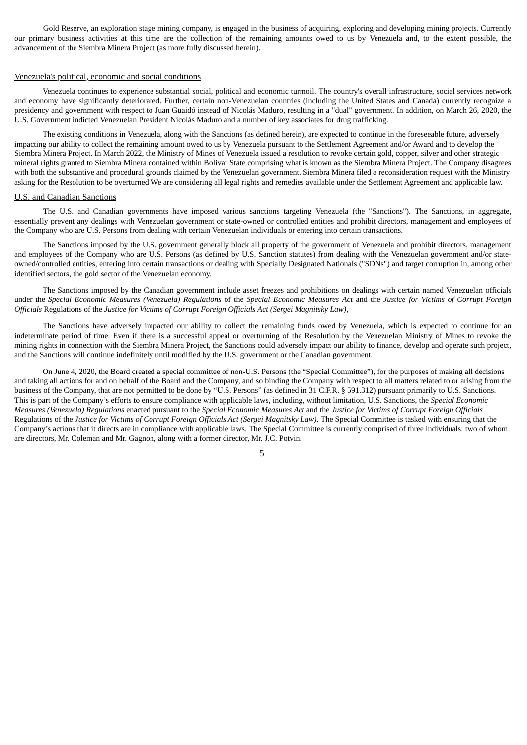Gold Reserve, an exploration stage mining company, is engaged in the business of acquiring, exploring and developing mining projects. Currently our primary business activities at this time are the collection of the remaining amounts owed to us by Venezuela and, to the extent possible, the advancement of the Siembra Minera Project (as more fully discussed herein).

Venezuela's political, economic and social conditions

Venezuela continues to experience substantial social, political and economic turmoil. The country's overall infrastructure, social services network and economy have significantly deteriorated. Further, certain non-Venezuelan countries (including the United States and Canada) currently recognize a presidency and government with respect to Juan Guaidó instead of Nicolás Maduro, resulting in a "dual" government. In addition, on March 26, 2020, the U.S. Government indicted Venezuelan President Nicolás Maduro and a number of key associates for drug trafficking.

The existing conditions in Venezuela, along with the Sanctions (as defined herein), are expected to continue in the foreseeable future, adversely impacting our ability to collect the remaining amount owed to us by Venezuela pursuant to the Settlement Agreement and/or Award and to develop the Siembra Minera Project. In March 2022, the Ministry of Mines of Venezuela issued a resolution to revoke certain gold, copper, silver and other strategic mineral rights granted to Siembra Minera contained within Bolivar State comprising what is known as the Siembra Minera Project. The Company disagrees with both the substantive and procedural grounds claimed by the Venezuelan government. Siembra Minera filed a reconsideration request with the Ministry asking for the Resolution to be overturned We are considering all legal rights and remedies available under the Settlement Agreement and applicable law.

U.S. and Canadian Sanctions

The U.S. and Canadian governments have imposed various sanctions targeting Venezuela (the "Sanctions"). The Sanctions, in aggregate, essentially prevent any dealings with Venezuelan government or state-owned or controlled entities and prohibit directors, management and employees of the Company who are U.S. Persons from dealing with certain Venezuelan individuals or entering into certain transactions.

The Sanctions imposed by the U.S. government generally block all property of the government of Venezuela and prohibit directors, management and employees of the Company who are U.S. Persons (as defined by U.S. Sanction statutes) from dealing with the Venezuelan government and/or state-owned/controlled entities, entering into certain transactions or dealing with Specially Designated Nationals ("SDNs") and target corruption in, among other identified sectors, the gold sector of the Venezuelan economy,

The Sanctions imposed by the Canadian government include asset freezes and prohibitions on dealings with certain named Venezuelan officials under the *Special Economic Measures (Venezuela) Regulations* of the *Special Economic Measures Act* and the *Justice for Victims of Corrupt Foreign Officials* Regulations of the *Justice for Victims of Corrupt Foreign Officials Act (Sergei Magnitsky Law)*,

The Sanctions have adversely impacted our ability to collect the remaining funds owed by Venezuela, which is expected to continue for an indeterminate period of time. Even if there is a successful appeal or overturning of the Resolution by the Venezuelan Ministry of Mines to revoke the mining rights in connection with the Siembra Minera Project, the Sanctions could adversely impact our ability to finance, develop and operate such project, and the Sanctions will continue indefinitely until modified by the U.S. government or the Canadian government.

On June 4, 2020, the Board created a special committee of non-U.S. Persons (the "Special Committee"), for the purposes of making all decisions and taking all actions for and on behalf of the Board and the Company, and so binding the Company with respect to all matters related to or arising from the business of the Company, that are not permitted to be done by "U.S. Persons" (as defined in 31 C.F.R. § 591.312) pursuant primarily to U.S. Sanctions. This is part of the Company's efforts to ensure compliance with applicable laws, including, without limitation, U.S. Sanctions, the *Special Economic Measures (Venezuela) Regulations* enacted pursuant to the *Special Economic Measures Act* and the *Justice for Victims of Corrupt Foreign Officials* Regulations of the *Justice for Victims of Corrupt Foreign Officials Act (Sergei Magnitsky Law)*. The Special Committee is tasked with ensuring that the Company's actions that it directs are in compliance with applicable laws. The Special Committee is currently comprised of three individuals: two of whom are directors, Mr. Coleman and Mr. Gagnon, along with a former director, Mr. J.C. Potvin.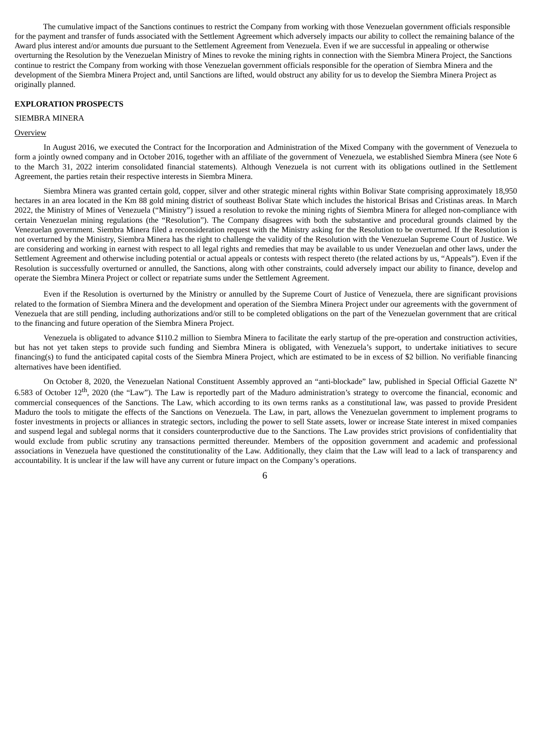The cumulative impact of the Sanctions continues to restrict the Company from working with those Venezuelan government officials responsible for the payment and transfer of funds associated with the Settlement Agreement which adversely impacts our ability to collect the remaining balance of the Award plus interest and/or amounts due pursuant to the Settlement Agreement from Venezuela. Even if we are successful in appealing or otherwise overturning the Resolution by the Venezuelan Ministry of Mines to revoke the mining rights in connection with the Siembra Minera Project, the Sanctions continue to restrict the Company from working with those Venezuelan government officials responsible for the operation of Siembra Minera and the development of the Siembra Minera Project and, until Sanctions are lifted, would obstruct any ability for us to develop the Siembra Minera Project as originally planned.

**EXPLORATION PROSPECTS**

SIEMBRA MINERA

Overview

In August 2016, we executed the Contract for the Incorporation and Administration of the Mixed Company with the government of Venezuela to form a jointly owned company and in October 2016, together with an affiliate of the government of Venezuela, we established Siembra Minera (see Note 6 to the March 31, 2022 interim consolidated financial statements). Although Venezuela is not current with its obligations outlined in the Settlement Agreement, the parties retain their respective interests in Siembra Minera.

Siembra Minera was granted certain gold, copper, silver and other strategic mineral rights within Bolivar State comprising approximately 18,950 hectares in an area located in the Km 88 gold mining district of southeast Bolivar State which includes the historical Brisas and Cristinas areas. In March 2022, the Ministry of Mines of Venezuela ("Ministry") issued a resolution to revoke the mining rights of Siembra Minera for alleged non-compliance with certain Venezuelan mining regulations (the "Resolution"). The Company disagrees with both the substantive and procedural grounds claimed by the Venezuelan government. Siembra Minera filed a reconsideration request with the Ministry asking for the Resolution to be overturned. If the Resolution is not overturned by the Ministry, Siembra Minera has the right to challenge the validity of the Resolution with the Venezuelan Supreme Court of Justice. We are considering and working in earnest with respect to all legal rights and remedies that may be available to us under Venezuelan and other laws, under the Settlement Agreement and otherwise including potential or actual appeals or contests with respect thereto (the related actions by us, "Appeals"). Even if the Resolution is successfully overturned or annulled, the Sanctions, along with other constraints, could adversely impact our ability to finance, develop and operate the Siembra Minera Project or collect or repatriate sums under the Settlement Agreement.

Even if the Resolution is overturned by the Ministry or annulled by the Supreme Court of Justice of Venezuela, there are significant provisions related to the formation of Siembra Minera and the development and operation of the Siembra Minera Project under our agreements with the government of Venezuela that are still pending, including authorizations and/or still to be completed obligations on the part of the Venezuelan government that are critical to the financing and future operation of the Siembra Minera Project.

Venezuela is obligated to advance $110.2 million to Siembra Minera to facilitate the early startup of the pre-operation and construction activities, but has not yet taken steps to provide such funding and Siembra Minera is obligated, with Venezuela's support, to undertake initiatives to secure financing(s) to fund the anticipated capital costs of the Siembra Minera Project, which are estimated to be in excess of $2 billion. No verifiable financing alternatives have been identified.

On October 8, 2020, the Venezuelan National Constituent Assembly approved an "anti-blockade" law, published in Special Official Gazette Nº 6.583 of October 12th, 2020 (the "Law"). The Law is reportedly part of the Maduro administration's strategy to overcome the financial, economic and commercial consequences of the Sanctions. The Law, which according to its own terms ranks as a constitutional law, was passed to provide President Maduro the tools to mitigate the effects of the Sanctions on Venezuela. The Law, in part, allows the Venezuelan government to implement programs to foster investments in projects or alliances in strategic sectors, including the power to sell State assets, lower or increase State interest in mixed companies and suspend legal and sublegal norms that it considers counterproductive due to the Sanctions. The Law provides strict provisions of confidentiality that would exclude from public scrutiny any transactions permitted thereunder. Members of the opposition government and academic and professional associations in Venezuela have questioned the constitutionality of the Law. Additionally, they claim that the Law will lead to a lack of transparency and accountability. It is unclear if the law will have any current or future impact on the Company's operations.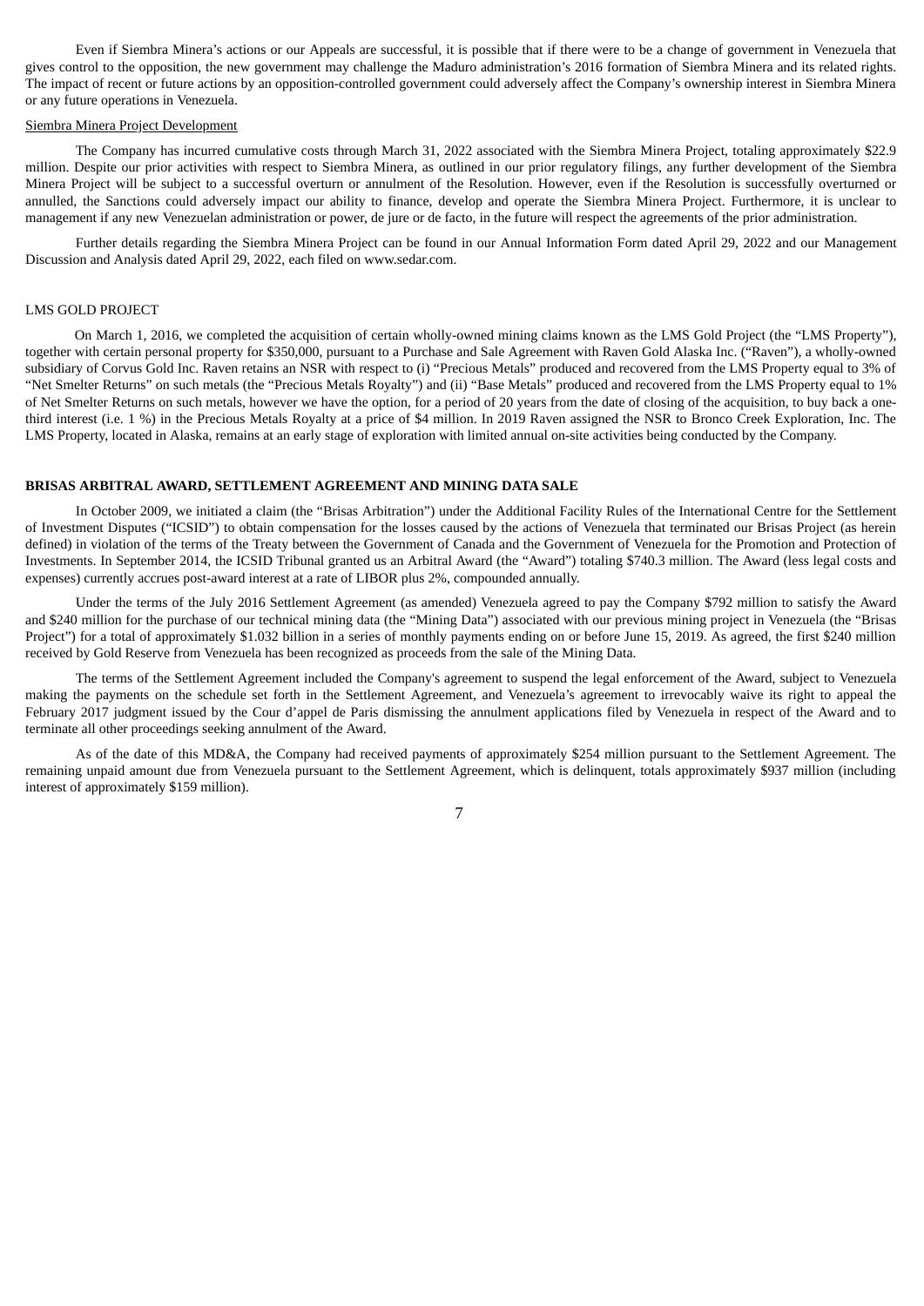Even if Siembra Minera's actions or our Appeals are successful, it is possible that if there were to be a change of government in Venezuela that gives control to the opposition, the new government may challenge the Maduro administration's 2016 formation of Siembra Minera and its related rights. The impact of recent or future actions by an opposition-controlled government could adversely affect the Company's ownership interest in Siembra Minera or any future operations in Venezuela.

Siembra Minera Project Development

The Company has incurred cumulative costs through March 31, 2022 associated with the Siembra Minera Project, totaling approximately $22.9 million. Despite our prior activities with respect to Siembra Minera, as outlined in our prior regulatory filings, any further development of the Siembra Minera Project will be subject to a successful overturn or annulment of the Resolution. However, even if the Resolution is successfully overturned or annulled, the Sanctions could adversely impact our ability to finance, develop and operate the Siembra Minera Project. Furthermore, it is unclear to management if any new Venezuelan administration or power, de jure or de facto, in the future will respect the agreements of the prior administration.

Further details regarding the Siembra Minera Project can be found in our Annual Information Form dated April 29, 2022 and our Management Discussion and Analysis dated April 29, 2022, each filed on www.sedar.com.

LMS GOLD PROJECT

On March 1, 2016, we completed the acquisition of certain wholly-owned mining claims known as the LMS Gold Project (the "LMS Property"), together with certain personal property for $350,000, pursuant to a Purchase and Sale Agreement with Raven Gold Alaska Inc. ("Raven"), a wholly-owned subsidiary of Corvus Gold Inc. Raven retains an NSR with respect to (i) "Precious Metals" produced and recovered from the LMS Property equal to 3% of "Net Smelter Returns" on such metals (the "Precious Metals Royalty") and (ii) "Base Metals" produced and recovered from the LMS Property equal to 1% of Net Smelter Returns on such metals, however we have the option, for a period of 20 years from the date of closing of the acquisition, to buy back a one-third interest (i.e. 1 %) in the Precious Metals Royalty at a price of $4 million. In 2019 Raven assigned the NSR to Bronco Creek Exploration, Inc. The LMS Property, located in Alaska, remains at an early stage of exploration with limited annual on-site activities being conducted by the Company.

## BRISAS ARBITRAL AWARD, SETTLEMENT AGREEMENT AND MINING DATA SALE

In October 2009, we initiated a claim (the "Brisas Arbitration") under the Additional Facility Rules of the International Centre for the Settlement of Investment Disputes ("ICSID") to obtain compensation for the losses caused by the actions of Venezuela that terminated our Brisas Project (as herein defined) in violation of the terms of the Treaty between the Government of Canada and the Government of Venezuela for the Promotion and Protection of Investments. In September 2014, the ICSID Tribunal granted us an Arbitral Award (the "Award") totaling $740.3 million. The Award (less legal costs and expenses) currently accrues post-award interest at a rate of LIBOR plus 2%, compounded annually.

Under the terms of the July 2016 Settlement Agreement (as amended) Venezuela agreed to pay the Company $792 million to satisfy the Award and $240 million for the purchase of our technical mining data (the "Mining Data") associated with our previous mining project in Venezuela (the "Brisas Project") for a total of approximately $1.032 billion in a series of monthly payments ending on or before June 15, 2019. As agreed, the first $240 million received by Gold Reserve from Venezuela has been recognized as proceeds from the sale of the Mining Data.

The terms of the Settlement Agreement included the Company's agreement to suspend the legal enforcement of the Award, subject to Venezuela making the payments on the schedule set forth in the Settlement Agreement, and Venezuela's agreement to irrevocably waive its right to appeal the February 2017 judgment issued by the Cour d'appel de Paris dismissing the annulment applications filed by Venezuela in respect of the Award and to terminate all other proceedings seeking annulment of the Award.

As of the date of this MD&A, the Company had received payments of approximately $254 million pursuant to the Settlement Agreement. The remaining unpaid amount due from Venezuela pursuant to the Settlement Agreement, which is delinquent, totals approximately $937 million (including interest of approximately $159 million).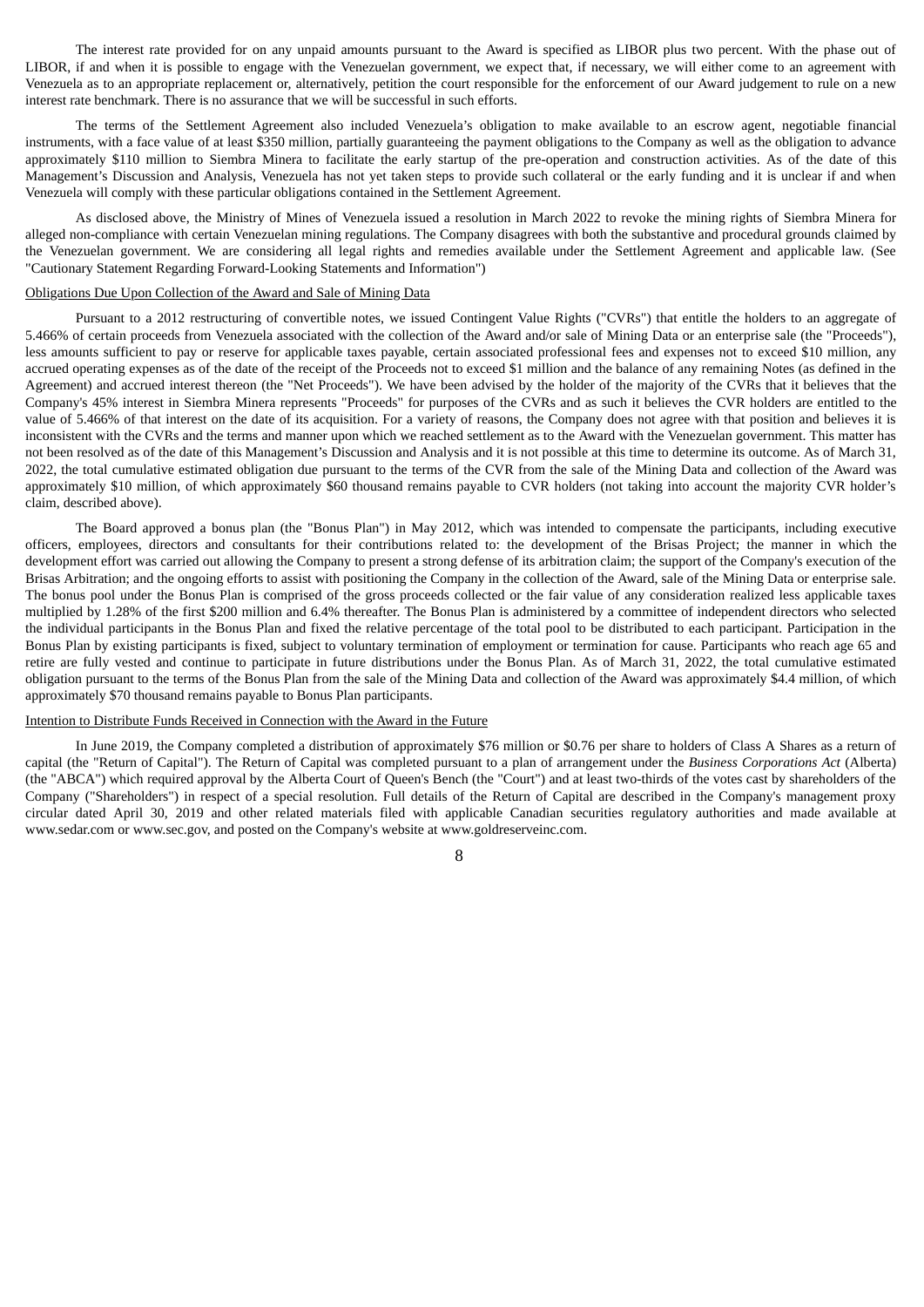The interest rate provided for on any unpaid amounts pursuant to the Award is specified as LIBOR plus two percent. With the phase out of LIBOR, if and when it is possible to engage with the Venezuelan government, we expect that, if necessary, we will either come to an agreement with Venezuela as to an appropriate replacement or, alternatively, petition the court responsible for the enforcement of our Award judgement to rule on a new interest rate benchmark. There is no assurance that we will be successful in such efforts.

The terms of the Settlement Agreement also included Venezuela's obligation to make available to an escrow agent, negotiable financial instruments, with a face value of at least $350 million, partially guaranteeing the payment obligations to the Company as well as the obligation to advance approximately $110 million to Siembra Minera to facilitate the early startup of the pre-operation and construction activities. As of the date of this Management's Discussion and Analysis, Venezuela has not yet taken steps to provide such collateral or the early funding and it is unclear if and when Venezuela will comply with these particular obligations contained in the Settlement Agreement.

As disclosed above, the Ministry of Mines of Venezuela issued a resolution in March 2022 to revoke the mining rights of Siembra Minera for alleged non-compliance with certain Venezuelan mining regulations. The Company disagrees with both the substantive and procedural grounds claimed by the Venezuelan government. We are considering all legal rights and remedies available under the Settlement Agreement and applicable law. (See "Cautionary Statement Regarding Forward-Looking Statements and Information")

Obligations Due Upon Collection of the Award and Sale of Mining Data

Pursuant to a 2012 restructuring of convertible notes, we issued Contingent Value Rights ("CVRs") that entitle the holders to an aggregate of 5.466% of certain proceeds from Venezuela associated with the collection of the Award and/or sale of Mining Data or an enterprise sale (the "Proceeds"), less amounts sufficient to pay or reserve for applicable taxes payable, certain associated professional fees and expenses not to exceed $10 million, any accrued operating expenses as of the date of the receipt of the Proceeds not to exceed $1 million and the balance of any remaining Notes (as defined in the Agreement) and accrued interest thereon (the "Net Proceeds"). We have been advised by the holder of the majority of the CVRs that it believes that the Company's 45% interest in Siembra Minera represents "Proceeds" for purposes of the CVRs and as such it believes the CVR holders are entitled to the value of 5.466% of that interest on the date of its acquisition. For a variety of reasons, the Company does not agree with that position and believes it is inconsistent with the CVRs and the terms and manner upon which we reached settlement as to the Award with the Venezuelan government. This matter has not been resolved as of the date of this Management's Discussion and Analysis and it is not possible at this time to determine its outcome. As of March 31, 2022, the total cumulative estimated obligation due pursuant to the terms of the CVR from the sale of the Mining Data and collection of the Award was approximately $10 million, of which approximately $60 thousand remains payable to CVR holders (not taking into account the majority CVR holder's claim, described above).

The Board approved a bonus plan (the "Bonus Plan") in May 2012, which was intended to compensate the participants, including executive officers, employees, directors and consultants for their contributions related to: the development of the Brisas Project; the manner in which the development effort was carried out allowing the Company to present a strong defense of its arbitration claim; the support of the Company's execution of the Brisas Arbitration; and the ongoing efforts to assist with positioning the Company in the collection of the Award, sale of the Mining Data or enterprise sale. The bonus pool under the Bonus Plan is comprised of the gross proceeds collected or the fair value of any consideration realized less applicable taxes multiplied by 1.28% of the first $200 million and 6.4% thereafter. The Bonus Plan is administered by a committee of independent directors who selected the individual participants in the Bonus Plan and fixed the relative percentage of the total pool to be distributed to each participant. Participation in the Bonus Plan by existing participants is fixed, subject to voluntary termination of employment or termination for cause. Participants who reach age 65 and retire are fully vested and continue to participate in future distributions under the Bonus Plan. As of March 31, 2022, the total cumulative estimated obligation pursuant to the terms of the Bonus Plan from the sale of the Mining Data and collection of the Award was approximately $4.4 million, of which approximately $70 thousand remains payable to Bonus Plan participants.

Intention to Distribute Funds Received in Connection with the Award in the Future

In June 2019, the Company completed a distribution of approximately $76 million or $0.76 per share to holders of Class A Shares as a return of capital (the "Return of Capital"). The Return of Capital was completed pursuant to a plan of arrangement under the *Business Corporations Act* (Alberta) (the "ABCA") which required approval by the Alberta Court of Queen's Bench (the "Court") and at least two-thirds of the votes cast by shareholders of the Company ("Shareholders") in respect of a special resolution. Full details of the Return of Capital are described in the Company's management proxy circular dated April 30, 2019 and other related materials filed with applicable Canadian securities regulatory authorities and made available at www.sedar.com or www.sec.gov, and posted on the Company's website at www.goldreserveinc.com.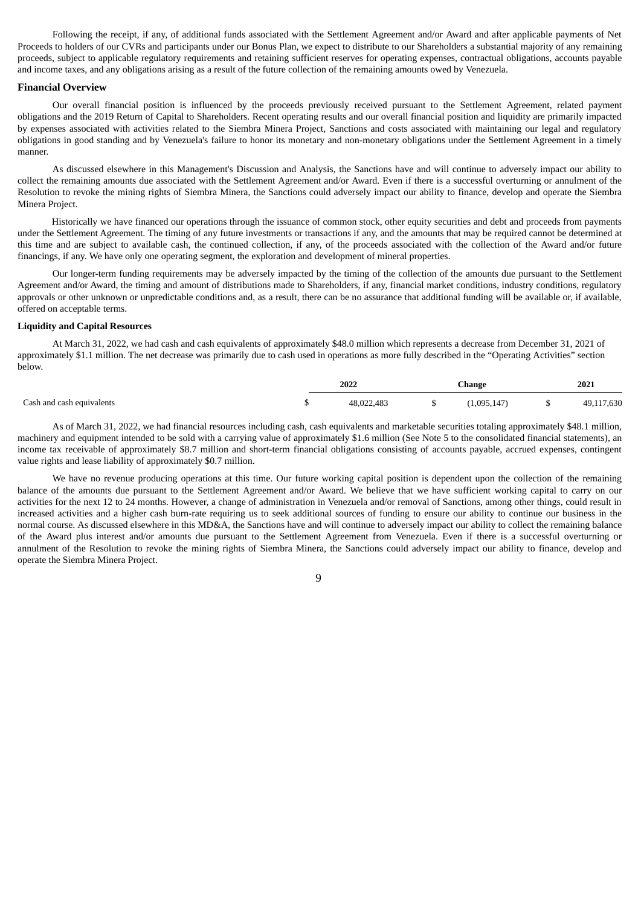Following the receipt, if any, of additional funds associated with the Settlement Agreement and/or Award and after applicable payments of Net Proceeds to holders of our CVRs and participants under our Bonus Plan, we expect to distribute to our Shareholders a substantial majority of any remaining proceeds, subject to applicable regulatory requirements and retaining sufficient reserves for operating expenses, contractual obligations, accounts payable and income taxes, and any obligations arising as a result of the future collection of the remaining amounts owed by Venezuela.

## Financial Overview

Our overall financial position is influenced by the proceeds previously received pursuant to the Settlement Agreement, related payment obligations and the 2019 Return of Capital to Shareholders. Recent operating results and our overall financial position and liquidity are primarily impacted by expenses associated with activities related to the Siembra Minera Project, Sanctions and costs associated with maintaining our legal and regulatory obligations in good standing and by Venezuela's failure to honor its monetary and non-monetary obligations under the Settlement Agreement in a timely manner.

As discussed elsewhere in this Management's Discussion and Analysis, the Sanctions have and will continue to adversely impact our ability to collect the remaining amounts due associated with the Settlement Agreement and/or Award. Even if there is a successful overturning or annulment of the Resolution to revoke the mining rights of Siembra Minera, the Sanctions could adversely impact our ability to finance, develop and operate the Siembra Minera Project.

Historically we have financed our operations through the issuance of common stock, other equity securities and debt and proceeds from payments under the Settlement Agreement. The timing of any future investments or transactions if any, and the amounts that may be required cannot be determined at this time and are subject to available cash, the continued collection, if any, of the proceeds associated with the collection of the Award and/or future financings, if any. We have only one operating segment, the exploration and development of mineral properties.

Our longer-term funding requirements may be adversely impacted by the timing of the collection of the amounts due pursuant to the Settlement Agreement and/or Award, the timing and amount of distributions made to Shareholders, if any, financial market conditions, industry conditions, regulatory approvals or other unknown or unpredictable conditions and, as a result, there can be no assurance that additional funding will be available or, if available, offered on acceptable terms.

### Liquidity and Capital Resources

At March 31, 2022, we had cash and cash equivalents of approximately $48.0 million which represents a decrease from December 31, 2021 of approximately $1.1 million. The net decrease was primarily due to cash used in operations as more fully described in the "Operating Activities" section below.

| | 2022 | Change | 2021 |
|---|---|---|---|
| Cash and cash equivalents | $ 48,022,483 | $ (1,095,147) | $ 49,117,630 |

As of March 31, 2022, we had financial resources including cash, cash equivalents and marketable securities totaling approximately $48.1 million, machinery and equipment intended to be sold with a carrying value of approximately $1.6 million (See Note 5 to the consolidated financial statements), an income tax receivable of approximately $8.7 million and short-term financial obligations consisting of accounts payable, accrued expenses, contingent value rights and lease liability of approximately $0.7 million.

We have no revenue producing operations at this time. Our future working capital position is dependent upon the collection of the remaining balance of the amounts due pursuant to the Settlement Agreement and/or Award. We believe that we have sufficient working capital to carry on our activities for the next 12 to 24 months. However, a change of administration in Venezuela and/or removal of Sanctions, among other things, could result in increased activities and a higher cash burn-rate requiring us to seek additional sources of funding to ensure our ability to continue our business in the normal course. As discussed elsewhere in this MD&A, the Sanctions have and will continue to adversely impact our ability to collect the remaining balance of the Award plus interest and/or amounts due pursuant to the Settlement Agreement from Venezuela. Even if there is a successful overturning or annulment of the Resolution to revoke the mining rights of Siembra Minera, the Sanctions could adversely impact our ability to finance, develop and operate the Siembra Minera Project.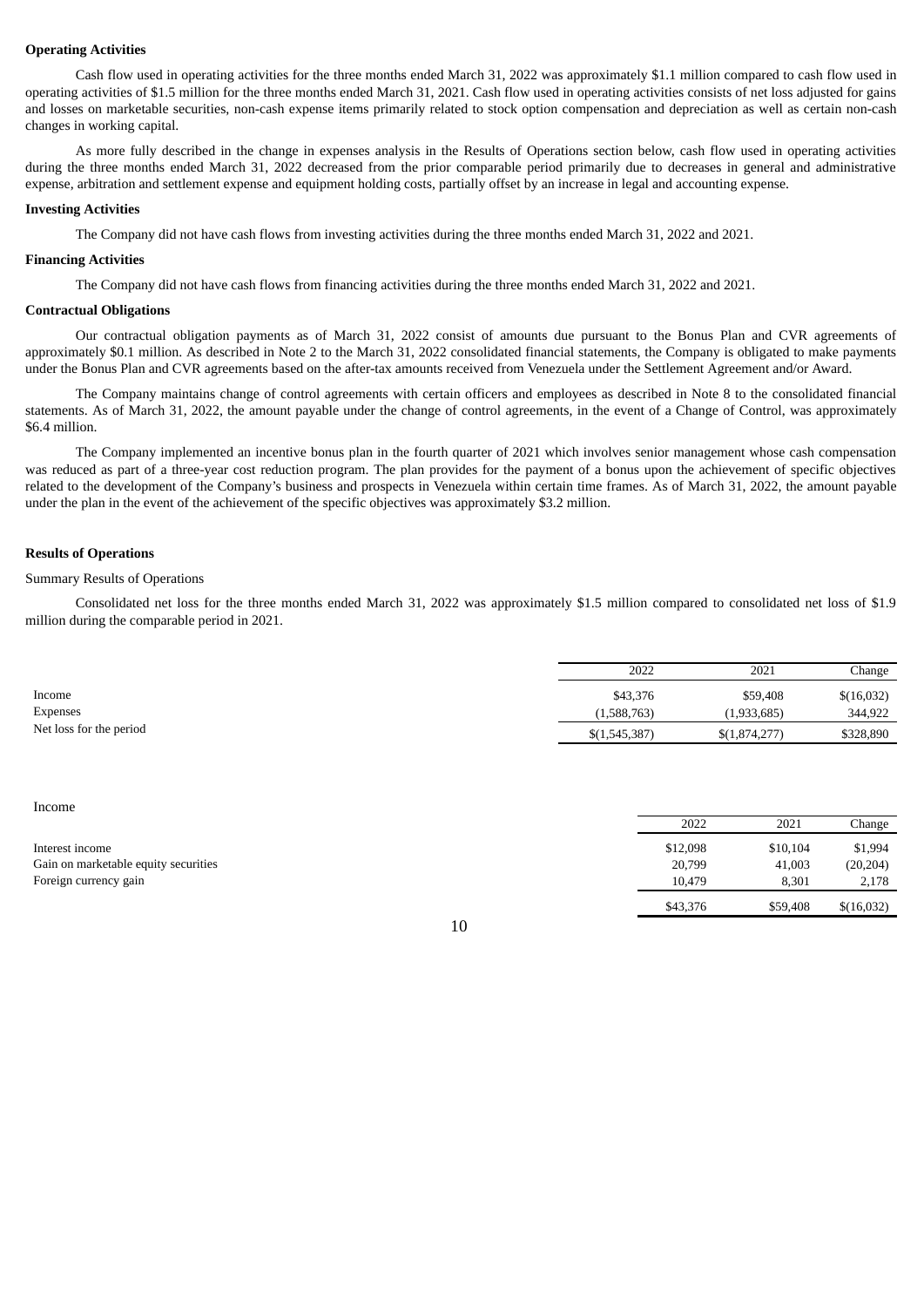**Operating Activities**

Cash flow used in operating activities for the three months ended March 31, 2022 was approximately $1.1 million compared to cash flow used in operating activities of $1.5 million for the three months ended March 31, 2021. Cash flow used in operating activities consists of net loss adjusted for gains and losses on marketable securities, non-cash expense items primarily related to stock option compensation and depreciation as well as certain non-cash changes in working capital.

As more fully described in the change in expenses analysis in the Results of Operations section below, cash flow used in operating activities during the three months ended March 31, 2022 decreased from the prior comparable period primarily due to decreases in general and administrative expense, arbitration and settlement expense and equipment holding costs, partially offset by an increase in legal and accounting expense.

**Investing Activities**

The Company did not have cash flows from investing activities during the three months ended March 31, 2022 and 2021.

**Financing Activities**

The Company did not have cash flows from financing activities during the three months ended March 31, 2022 and 2021.

**Contractual Obligations**

Our contractual obligation payments as of March 31, 2022 consist of amounts due pursuant to the Bonus Plan and CVR agreements of approximately $0.1 million. As described in Note 2 to the March 31, 2022 consolidated financial statements, the Company is obligated to make payments under the Bonus Plan and CVR agreements based on the after-tax amounts received from Venezuela under the Settlement Agreement and/or Award.

The Company maintains change of control agreements with certain officers and employees as described in Note 8 to the consolidated financial statements. As of March 31, 2022, the amount payable under the change of control agreements, in the event of a Change of Control, was approximately $6.4 million.

The Company implemented an incentive bonus plan in the fourth quarter of 2021 which involves senior management whose cash compensation was reduced as part of a three-year cost reduction program. The plan provides for the payment of a bonus upon the achievement of specific objectives related to the development of the Company's business and prospects in Venezuela within certain time frames. As of March 31, 2022, the amount payable under the plan in the event of the achievement of the specific objectives was approximately $3.2 million.

**Results of Operations**

Summary Results of Operations

Consolidated net loss for the three months ended March 31, 2022 was approximately $1.5 million compared to consolidated net loss of $1.9 million during the comparable period in 2021.

| | 2022 | 2021 | Change |
|---|---|---|---|
| Income | $43,376 | $59,408 | $(16,032) |
| Expenses | (1,588,763) | (1,933,685) | 344,922 |
| Net loss for the period | $(1,545,387) | $(1,874,277) | $328,890 |

Income

| | 2022 | 2021 | Change |
|---|---|---|---|
| Interest income | $12,098 | $10,104 | $1,994 |
| Gain on marketable equity securities | 20,799 | 41,003 | (20,204) |
| Foreign currency gain | 10,479 | 8,301 | 2,178 |
| | $43,376 | $59,408 | $(16,032) |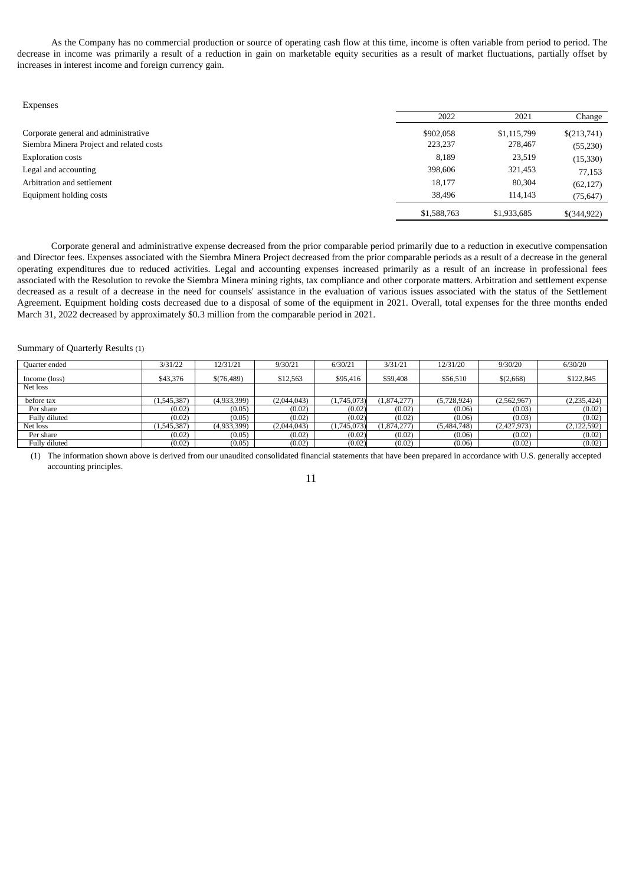As the Company has no commercial production or source of operating cash flow at this time, income is often variable from period to period. The decrease in income was primarily a result of a reduction in gain on marketable equity securities as a result of market fluctuations, partially offset by increases in interest income and foreign currency gain.

Expenses

| | 2022 | 2021 | Change |
|---|---|---|---|
| Corporate general and administrative | $902,058 | $1,115,799 | $(213,741) |
| Siembra Minera Project and related costs | 223,237 | 278,467 | (55,230) |
| Exploration costs | 8,189 | 23,519 | (15,330) |
| Legal and accounting | 398,606 | 321,453 | 77,153 |
| Arbitration and settlement | 18,177 | 80,304 | (62,127) |
| Equipment holding costs | 38,496 | 114,143 | (75,647) |
| | $1,588,763 | $1,933,685 | $(344,922) |

Corporate general and administrative expense decreased from the prior comparable period primarily due to a reduction in executive compensation and Director fees. Expenses associated with the Siembra Minera Project decreased from the prior comparable periods as a result of a decrease in the general operating expenditures due to reduced activities. Legal and accounting expenses increased primarily as a result of an increase in professional fees associated with the Resolution to revoke the Siembra Minera mining rights, tax compliance and other corporate matters. Arbitration and settlement expense decreased as a result of a decrease in the need for counsels' assistance in the evaluation of various issues associated with the status of the Settlement Agreement. Equipment holding costs decreased due to a disposal of some of the equipment in 2021. Overall, total expenses for the three months ended March 31, 2022 decreased by approximately $0.3 million from the comparable period in 2021.

Summary of Quarterly Results (1)

| Quarter ended | 3/31/22 | 12/31/21 | 9/30/21 | 6/30/21 | 3/31/21 | 12/31/20 | 9/30/20 | 6/30/20 |
|---|---|---|---|---|---|---|---|---|
| Income (loss) | $43,376 | $(76,489) | $12,563 | $95,416 | $59,408 | $56,510 | $(2,668) | $122,845 |
| Net loss | | | | | | | | |
| before tax | (1,545,387) | (4,933,399) | (2,044,043) | (1,745,073) | (1,874,277) | (5,728,924) | (2,562,967) | (2,235,424) |
| Per share | (0.02) | (0.05) | (0.02) | (0.02) | (0.02) | (0.06) | (0.03) | (0.02) |
| Fully diluted | (0.02) | (0.05) | (0.02) | (0.02) | (0.02) | (0.06) | (0.03) | (0.02) |
| Net loss | (1,545,387) | (4,933,399) | (2,044,043) | (1,745,073) | (1,874,277) | (5,484,748) | (2,427,973) | (2,122,592) |
| Per share | (0.02) | (0.05) | (0.02) | (0.02) | (0.02) | (0.06) | (0.02) | (0.02) |
| Fully diluted | (0.02) | (0.05) | (0.02) | (0.02) | (0.02) | (0.06) | (0.02) | (0.02) |

(1) The information shown above is derived from our unaudited consolidated financial statements that have been prepared in accordance with U.S. generally accepted accounting principles.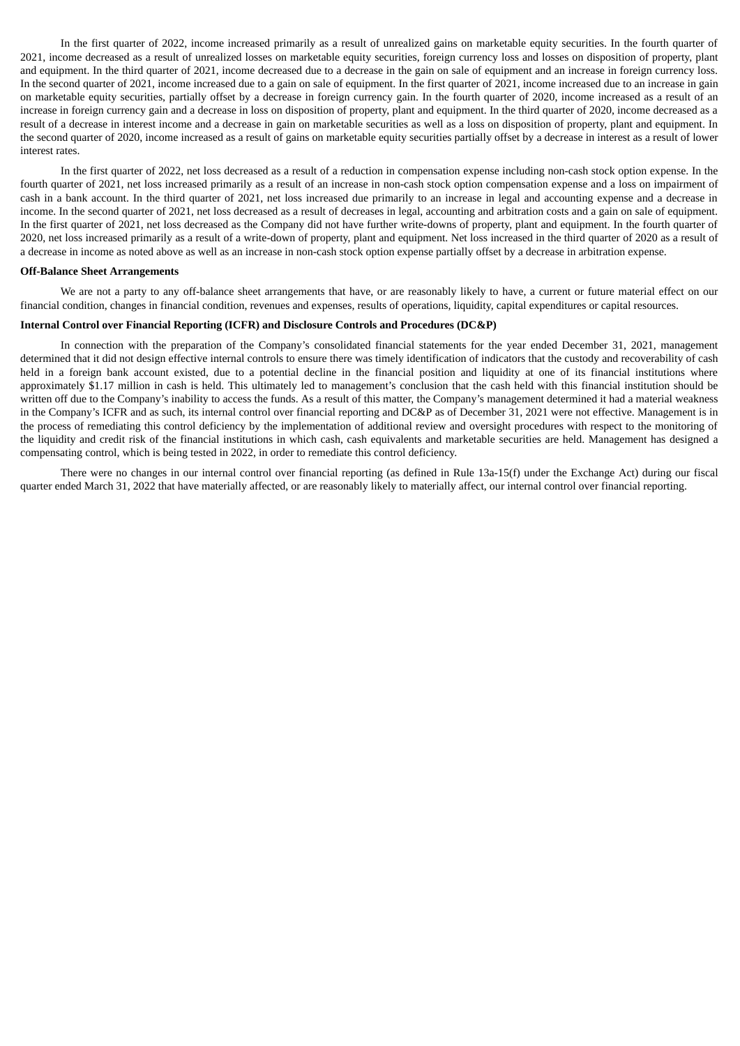In the first quarter of 2022, income increased primarily as a result of unrealized gains on marketable equity securities. In the fourth quarter of 2021, income decreased as a result of unrealized losses on marketable equity securities, foreign currency loss and losses on disposition of property, plant and equipment. In the third quarter of 2021, income decreased due to a decrease in the gain on sale of equipment and an increase in foreign currency loss. In the second quarter of 2021, income increased due to a gain on sale of equipment. In the first quarter of 2021, income increased due to an increase in gain on marketable equity securities, partially offset by a decrease in foreign currency gain. In the fourth quarter of 2020, income increased as a result of an increase in foreign currency gain and a decrease in loss on disposition of property, plant and equipment. In the third quarter of 2020, income decreased as a result of a decrease in interest income and a decrease in gain on marketable securities as well as a loss on disposition of property, plant and equipment. In the second quarter of 2020, income increased as a result of gains on marketable equity securities partially offset by a decrease in interest as a result of lower interest rates.

In the first quarter of 2022, net loss decreased as a result of a reduction in compensation expense including non-cash stock option expense. In the fourth quarter of 2021, net loss increased primarily as a result of an increase in non-cash stock option compensation expense and a loss on impairment of cash in a bank account. In the third quarter of 2021, net loss increased due primarily to an increase in legal and accounting expense and a decrease in income. In the second quarter of 2021, net loss decreased as a result of decreases in legal, accounting and arbitration costs and a gain on sale of equipment. In the first quarter of 2021, net loss decreased as the Company did not have further write-downs of property, plant and equipment. In the fourth quarter of 2020, net loss increased primarily as a result of a write-down of property, plant and equipment. Net loss increased in the third quarter of 2020 as a result of a decrease in income as noted above as well as an increase in non-cash stock option expense partially offset by a decrease in arbitration expense.

**Off-Balance Sheet Arrangements**

We are not a party to any off-balance sheet arrangements that have, or are reasonably likely to have, a current or future material effect on our financial condition, changes in financial condition, revenues and expenses, results of operations, liquidity, capital expenditures or capital resources.

**Internal Control over Financial Reporting (ICFR) and Disclosure Controls and Procedures (DC&P)**

In connection with the preparation of the Company's consolidated financial statements for the year ended December 31, 2021, management determined that it did not design effective internal controls to ensure there was timely identification of indicators that the custody and recoverability of cash held in a foreign bank account existed, due to a potential decline in the financial position and liquidity at one of its financial institutions where approximately $1.17 million in cash is held. This ultimately led to management's conclusion that the cash held with this financial institution should be written off due to the Company's inability to access the funds. As a result of this matter, the Company's management determined it had a material weakness in the Company's ICFR and as such, its internal control over financial reporting and DC&P as of December 31, 2021 were not effective. Management is in the process of remediating this control deficiency by the implementation of additional review and oversight procedures with respect to the monitoring of the liquidity and credit risk of the financial institutions in which cash, cash equivalents and marketable securities are held. Management has designed a compensating control, which is being tested in 2022, in order to remediate this control deficiency.

There were no changes in our internal control over financial reporting (as defined in Rule 13a-15(f) under the Exchange Act) during our fiscal quarter ended March 31, 2022 that have materially affected, or are reasonably likely to materially affect, our internal control over financial reporting.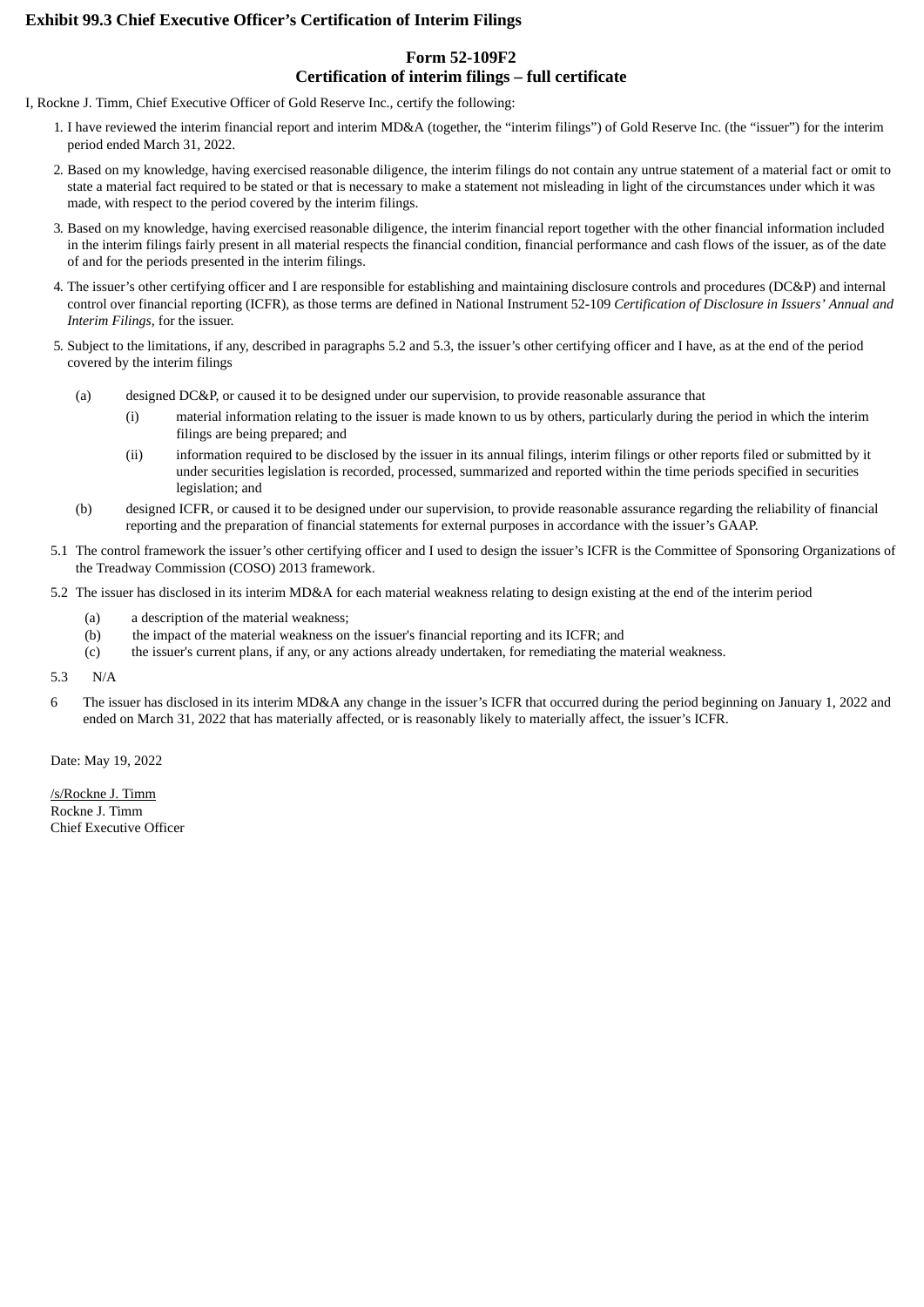**Exhibit 99.3 Chief Executive Officer's Certification of Interim Filings**

## Form 52-109F2
## Certification of interim filings – full certificate

I, Rockne J. Timm, Chief Executive Officer of Gold Reserve Inc., certify the following:

1. I have reviewed the interim financial report and interim MD&A (together, the "interim filings") of Gold Reserve Inc. (the "issuer") for the interim period ended March 31, 2022.
2. Based on my knowledge, having exercised reasonable diligence, the interim filings do not contain any untrue statement of a material fact or omit to state a material fact required to be stated or that is necessary to make a statement not misleading in light of the circumstances under which it was made, with respect to the period covered by the interim filings.
3. Based on my knowledge, having exercised reasonable diligence, the interim financial report together with the other financial information included in the interim filings fairly present in all material respects the financial condition, financial performance and cash flows of the issuer, as of the date of and for the periods presented in the interim filings.
4. The issuer's other certifying officer and I are responsible for establishing and maintaining disclosure controls and procedures (DC&P) and internal control over financial reporting (ICFR), as those terms are defined in National Instrument 52-109 *Certification of Disclosure in Issuers' Annual and Interim Filings*, for the issuer.
5. Subject to the limitations, if any, described in paragraphs 5.2 and 5.3, the issuer's other certifying officer and I have, as at the end of the period covered by the interim filings

   (a) designed DC&P, or caused it to be designed under our supervision, to provide reasonable assurance that

      (i) material information relating to the issuer is made known to us by others, particularly during the period in which the interim filings are being prepared; and

      (ii) information required to be disclosed by the issuer in its annual filings, interim filings or other reports filed or submitted by it under securities legislation is recorded, processed, summarized and reported within the time periods specified in securities legislation; and

   (b) designed ICFR, or caused it to be designed under our supervision, to provide reasonable assurance regarding the reliability of financial reporting and the preparation of financial statements for external purposes in accordance with the issuer's GAAP.

5.1 The control framework the issuer's other certifying officer and I used to design the issuer's ICFR is the Committee of Sponsoring Organizations of the Treadway Commission (COSO) 2013 framework.

5.2 The issuer has disclosed in its interim MD&A for each material weakness relating to design existing at the end of the interim period

   (a) a description of the material weakness;

   (b) the impact of the material weakness on the issuer's financial reporting and its ICFR; and

   (c) the issuer's current plans, if any, or any actions already undertaken, for remediating the material weakness.

5.3 N/A

6 The issuer has disclosed in its interim MD&A any change in the issuer's ICFR that occurred during the period beginning on January 1, 2022 and ended on March 31, 2022 that has materially affected, or is reasonably likely to materially affect, the issuer's ICFR.

Date: May 19, 2022

/s/Rockne J. Timm
Rockne J. Timm
Chief Executive Officer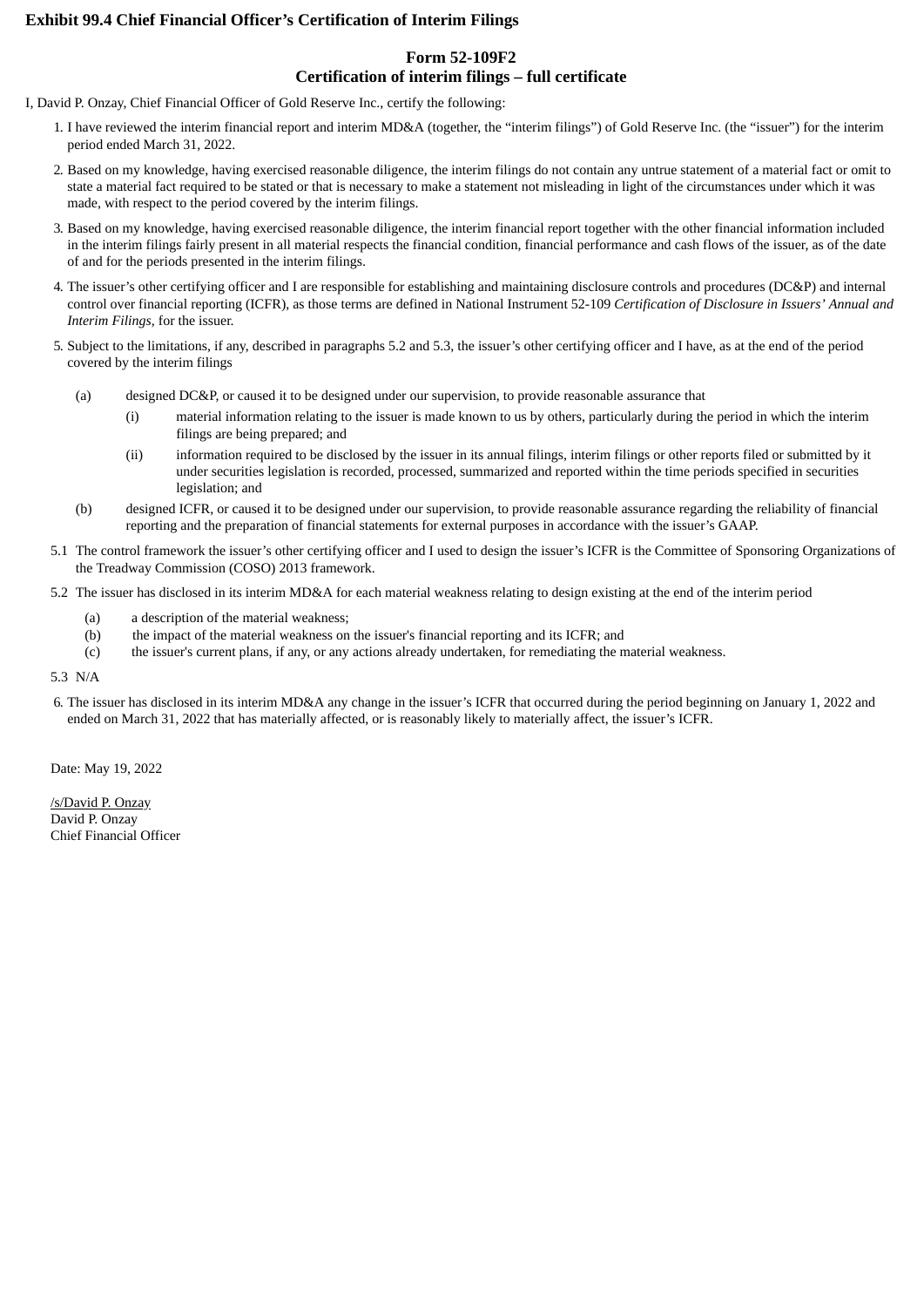**Exhibit 99.4 Chief Financial Officer's Certification of Interim Filings**

## Form 52-109F2
## Certification of interim filings – full certificate

I, David P. Onzay, Chief Financial Officer of Gold Reserve Inc., certify the following:

1. I have reviewed the interim financial report and interim MD&A (together, the "interim filings") of Gold Reserve Inc. (the "issuer") for the interim period ended March 31, 2022.

2. Based on my knowledge, having exercised reasonable diligence, the interim filings do not contain any untrue statement of a material fact or omit to state a material fact required to be stated or that is necessary to make a statement not misleading in light of the circumstances under which it was made, with respect to the period covered by the interim filings.

3. Based on my knowledge, having exercised reasonable diligence, the interim financial report together with the other financial information included in the interim filings fairly present in all material respects the financial condition, financial performance and cash flows of the issuer, as of the date of and for the periods presented in the interim filings.

4. The issuer's other certifying officer and I are responsible for establishing and maintaining disclosure controls and procedures (DC&P) and internal control over financial reporting (ICFR), as those terms are defined in National Instrument 52-109 *Certification of Disclosure in Issuers' Annual and Interim Filings*, for the issuer.

5. Subject to the limitations, if any, described in paragraphs 5.2 and 5.3, the issuer's other certifying officer and I have, as at the end of the period covered by the interim filings

   (a) designed DC&P, or caused it to be designed under our supervision, to provide reasonable assurance that

      (i) material information relating to the issuer is made known to us by others, particularly during the period in which the interim filings are being prepared; and

      (ii) information required to be disclosed by the issuer in its annual filings, interim filings or other reports filed or submitted by it under securities legislation is recorded, processed, summarized and reported within the time periods specified in securities legislation; and

   (b) designed ICFR, or caused it to be designed under our supervision, to provide reasonable assurance regarding the reliability of financial reporting and the preparation of financial statements for external purposes in accordance with the issuer's GAAP.

5.1 The control framework the issuer's other certifying officer and I used to design the issuer's ICFR is the Committee of Sponsoring Organizations of the Treadway Commission (COSO) 2013 framework.

5.2 The issuer has disclosed in its interim MD&A for each material weakness relating to design existing at the end of the interim period

   (a) a description of the material weakness;
   (b) the impact of the material weakness on the issuer's financial reporting and its ICFR; and
   (c) the issuer's current plans, if any, or any actions already undertaken, for remediating the material weakness.

5.3 N/A

6. The issuer has disclosed in its interim MD&A any change in the issuer's ICFR that occurred during the period beginning on January 1, 2022 and ended on March 31, 2022 that has materially affected, or is reasonably likely to materially affect, the issuer's ICFR.

Date: May 19, 2022

/s/David P. Onzay
David P. Onzay
Chief Financial Officer